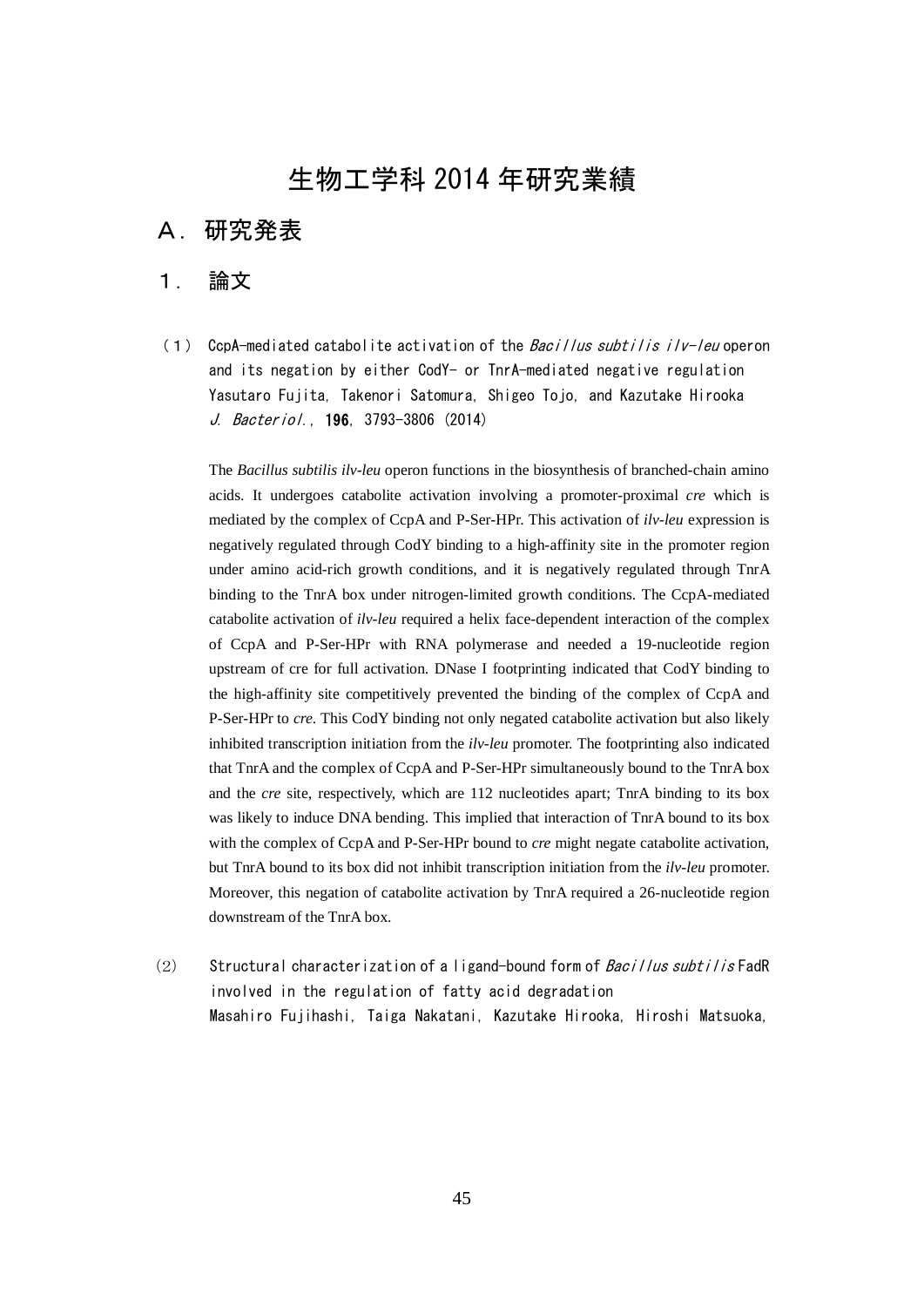# 生物工学科 2014 年研究業績

## A．研究発表

### 1． 論文

（1） CcpA-mediated catabolite activation of the *Bacillus subtilis ilv-leu* operon and its negation by either CodY- or TnrA-mediated negative regulation
Yasutaro Fujita, Takenori Satomura, Shigeo Tojo, and Kazutake Hirooka
*J. Bacteriol.*, **196**, 3793-3806 (2014)

The *Bacillus subtilis ilv-leu* operon functions in the biosynthesis of branched-chain amino acids. It undergoes catabolite activation involving a promoter-proximal *cre* which is mediated by the complex of CcpA and P-Ser-HPr. This activation of *ilv-leu* expression is negatively regulated through CodY binding to a high-affinity site in the promoter region under amino acid-rich growth conditions, and it is negatively regulated through TnrA binding to the TnrA box under nitrogen-limited growth conditions. The CcpA-mediated catabolite activation of *ilv-leu* required a helix face-dependent interaction of the complex of CcpA and P-Ser-HPr with RNA polymerase and needed a 19-nucleotide region upstream of cre for full activation. DNase I footprinting indicated that CodY binding to the high-affinity site competitively prevented the binding of the complex of CcpA and P-Ser-HPr to *cre*. This CodY binding not only negated catabolite activation but also likely inhibited transcription initiation from the *ilv-leu* promoter. The footprinting also indicated that TnrA and the complex of CcpA and P-Ser-HPr simultaneously bound to the TnrA box and the *cre* site, respectively, which are 112 nucleotides apart; TnrA binding to its box was likely to induce DNA bending. This implied that interaction of TnrA bound to its box with the complex of CcpA and P-Ser-HPr bound to *cre* might negate catabolite activation, but TnrA bound to its box did not inhibit transcription initiation from the *ilv-leu* promoter. Moreover, this negation of catabolite activation by TnrA required a 26-nucleotide region downstream of the TnrA box.

(2) Structural characterization of a ligand-bound form of *Bacillus subtilis* FadR involved in the regulation of fatty acid degradation
Masahiro Fujihashi, Taiga Nakatani, Kazutake Hirooka, Hiroshi Matsuoka,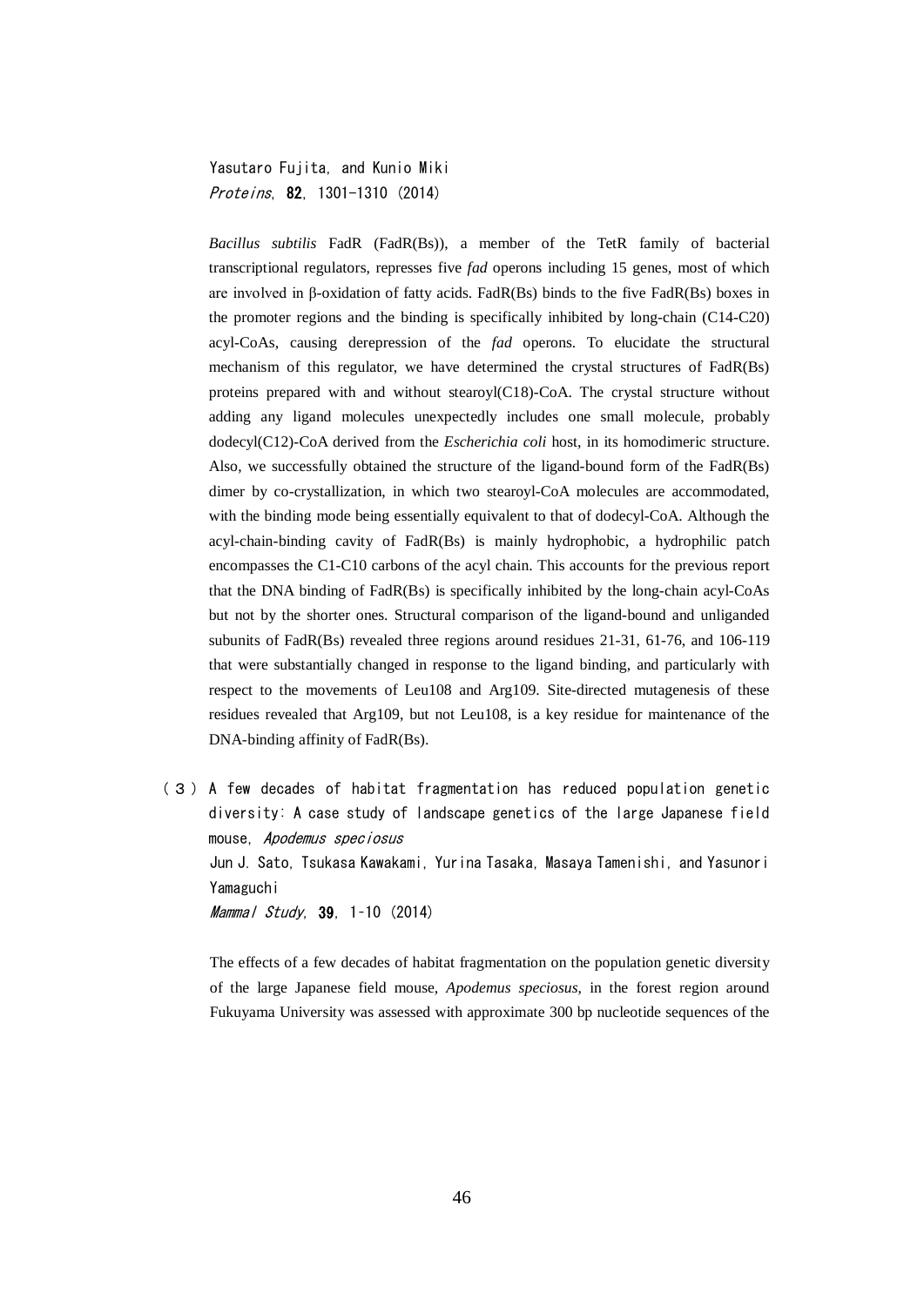Yasutaro Fujita, and Kunio Miki
*Proteins*, **82**, 1301-1310 (2014)

*Bacillus subtilis* FadR (FadR(Bs)), a member of the TetR family of bacterial transcriptional regulators, represses five *fad* operons including 15 genes, most of which are involved in β-oxidation of fatty acids. FadR(Bs) binds to the five FadR(Bs) boxes in the promoter regions and the binding is specifically inhibited by long-chain (C14-C20) acyl-CoAs, causing derepression of the *fad* operons. To elucidate the structural mechanism of this regulator, we have determined the crystal structures of FadR(Bs) proteins prepared with and without stearoyl(C18)-CoA. The crystal structure without adding any ligand molecules unexpectedly includes one small molecule, probably dodecyl(C12)-CoA derived from the *Escherichia coli* host, in its homodimeric structure. Also, we successfully obtained the structure of the ligand-bound form of the FadR(Bs) dimer by co-crystallization, in which two stearoyl-CoA molecules are accommodated, with the binding mode being essentially equivalent to that of dodecyl-CoA. Although the acyl-chain-binding cavity of FadR(Bs) is mainly hydrophobic, a hydrophilic patch encompasses the C1-C10 carbons of the acyl chain. This accounts for the previous report that the DNA binding of FadR(Bs) is specifically inhibited by the long-chain acyl-CoAs but not by the shorter ones. Structural comparison of the ligand-bound and unliganded subunits of FadR(Bs) revealed three regions around residues 21-31, 61-76, and 106-119 that were substantially changed in response to the ligand binding, and particularly with respect to the movements of Leu108 and Arg109. Site-directed mutagenesis of these residues revealed that Arg109, but not Leu108, is a key residue for maintenance of the DNA-binding affinity of FadR(Bs).

（３）A few decades of habitat fragmentation has reduced population genetic diversity: A case study of landscape genetics of the large Japanese field mouse, *Apodemus speciosus*
Jun J. Sato, Tsukasa Kawakami, Yurina Tasaka, Masaya Tamenishi, and Yasunori Yamaguchi
*Mammal Study*, **39**, 1-10 (2014)

The effects of a few decades of habitat fragmentation on the population genetic diversity of the large Japanese field mouse, *Apodemus speciosus*, in the forest region around Fukuyama University was assessed with approximate 300 bp nucleotide sequences of the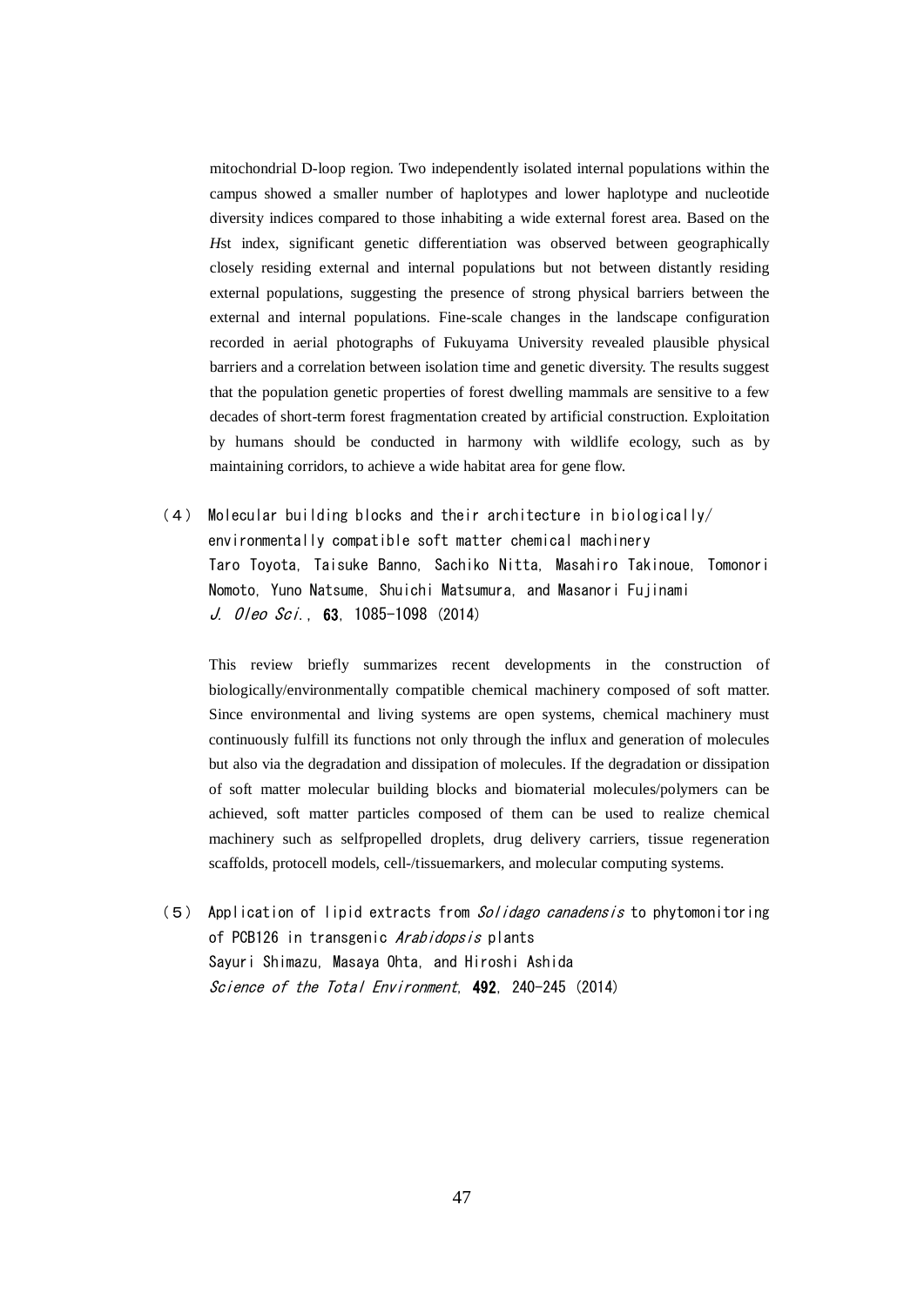mitochondrial D-loop region. Two independently isolated internal populations within the campus showed a smaller number of haplotypes and lower haplotype and nucleotide diversity indices compared to those inhabiting a wide external forest area. Based on the *H*st index, significant genetic differentiation was observed between geographically closely residing external and internal populations but not between distantly residing external populations, suggesting the presence of strong physical barriers between the external and internal populations. Fine-scale changes in the landscape configuration recorded in aerial photographs of Fukuyama University revealed plausible physical barriers and a correlation between isolation time and genetic diversity. The results suggest that the population genetic properties of forest dwelling mammals are sensitive to a few decades of short-term forest fragmentation created by artificial construction. Exploitation by humans should be conducted in harmony with wildlife ecology, such as by maintaining corridors, to achieve a wide habitat area for gene flow.

（４） Molecular building blocks and their architecture in biologically/environmentally compatible soft matter chemical machinery
Taro Toyota, Taisuke Banno, Sachiko Nitta, Masahiro Takinoue, Tomonori Nomoto, Yuno Natsume, Shuichi Matsumura, and Masanori Fujinami
*J. Oleo Sci.*, **63**, 1085-1098 (2014)

This review briefly summarizes recent developments in the construction of biologically/environmentally compatible chemical machinery composed of soft matter. Since environmental and living systems are open systems, chemical machinery must continuously fulfill its functions not only through the influx and generation of molecules but also via the degradation and dissipation of molecules. If the degradation or dissipation of soft matter molecular building blocks and biomaterial molecules/polymers can be achieved, soft matter particles composed of them can be used to realize chemical machinery such as selfpropelled droplets, drug delivery carriers, tissue regeneration scaffolds, protocell models, cell-/tissuemarkers, and molecular computing systems.

（５） Application of lipid extracts from *Solidago canadensis* to phytomonitoring of PCB126 in transgenic *Arabidopsis* plants
Sayuri Shimazu, Masaya Ohta, and Hiroshi Ashida
*Science of the Total Environment*, **492**, 240-245 (2014)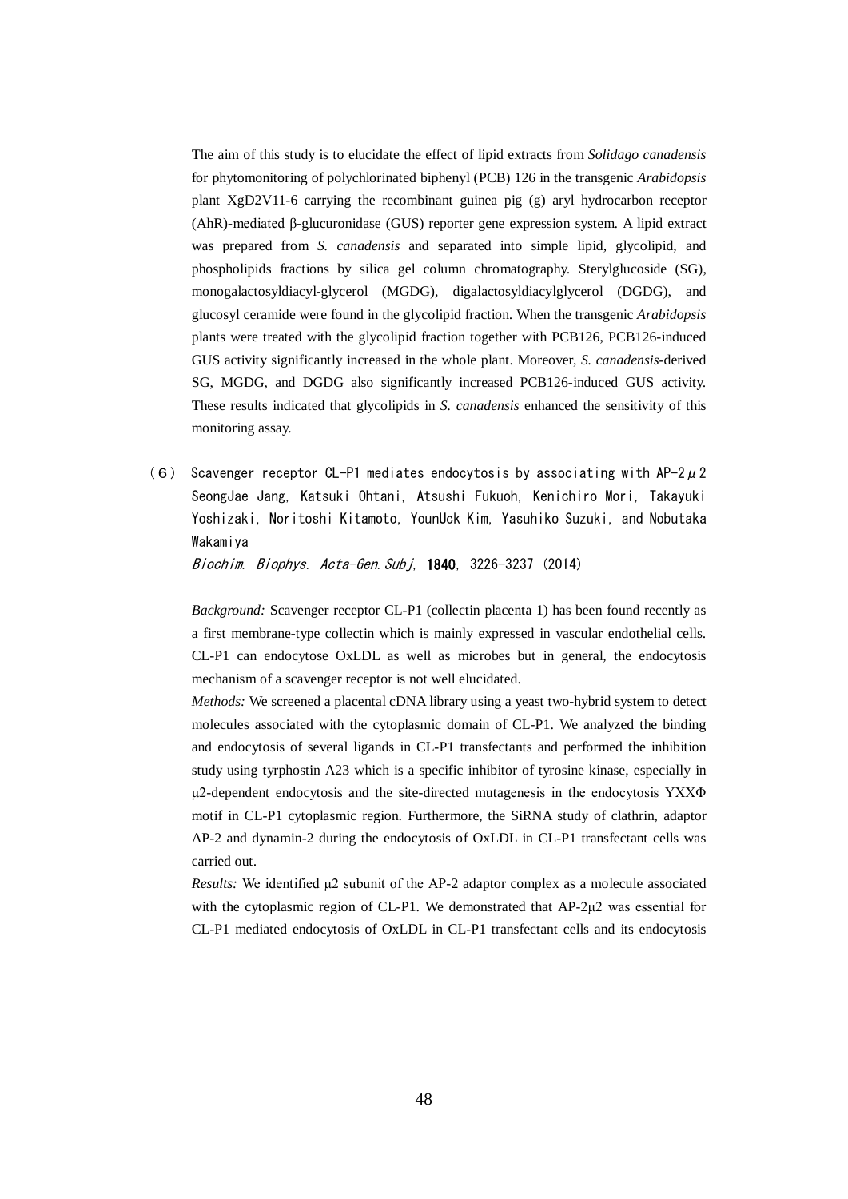The aim of this study is to elucidate the effect of lipid extracts from *Solidago canadensis* for phytomonitoring of polychlorinated biphenyl (PCB) 126 in the transgenic *Arabidopsis* plant XgD2V11-6 carrying the recombinant guinea pig (g) aryl hydrocarbon receptor (AhR)-mediated β-glucuronidase (GUS) reporter gene expression system. A lipid extract was prepared from *S. canadensis* and separated into simple lipid, glycolipid, and phospholipids fractions by silica gel column chromatography. Sterylglucoside (SG), monogalactosyldiacyl-glycerol (MGDG), digalactosyldiacylglycerol (DGDG), and glucosyl ceramide were found in the glycolipid fraction. When the transgenic *Arabidopsis* plants were treated with the glycolipid fraction together with PCB126, PCB126-induced GUS activity significantly increased in the whole plant. Moreover, *S. canadensis*-derived SG, MGDG, and DGDG also significantly increased PCB126-induced GUS activity. These results indicated that glycolipids in *S. canadensis* enhanced the sensitivity of this monitoring assay.

（６） Scavenger receptor CL-P1 mediates endocytosis by associating with AP-2μ2
SeongJae Jang, Katsuki Ohtani, Atsushi Fukuoh, Kenichiro Mori, Takayuki Yoshizaki, Noritoshi Kitamoto, YounUck Kim, Yasuhiko Suzuki, and Nobutaka Wakamiya
*Biochim. Biophys. Acta-Gen.Subj*, **1840**, 3226-3237 (2014)

*Background:* Scavenger receptor CL-P1 (collectin placenta 1) has been found recently as a first membrane-type collectin which is mainly expressed in vascular endothelial cells. CL-P1 can endocytose OxLDL as well as microbes but in general, the endocytosis mechanism of a scavenger receptor is not well elucidated.

*Methods:* We screened a placental cDNA library using a yeast two-hybrid system to detect molecules associated with the cytoplasmic domain of CL-P1. We analyzed the binding and endocytosis of several ligands in CL-P1 transfectants and performed the inhibition study using tyrphostin A23 which is a specific inhibitor of tyrosine kinase, especially in μ2-dependent endocytosis and the site-directed mutagenesis in the endocytosis YXXΦ motif in CL-P1 cytoplasmic region. Furthermore, the SiRNA study of clathrin, adaptor AP-2 and dynamin-2 during the endocytosis of OxLDL in CL-P1 transfectant cells was carried out.

*Results:* We identified μ2 subunit of the AP-2 adaptor complex as a molecule associated with the cytoplasmic region of CL-P1. We demonstrated that AP-2μ2 was essential for CL-P1 mediated endocytosis of OxLDL in CL-P1 transfectant cells and its endocytosis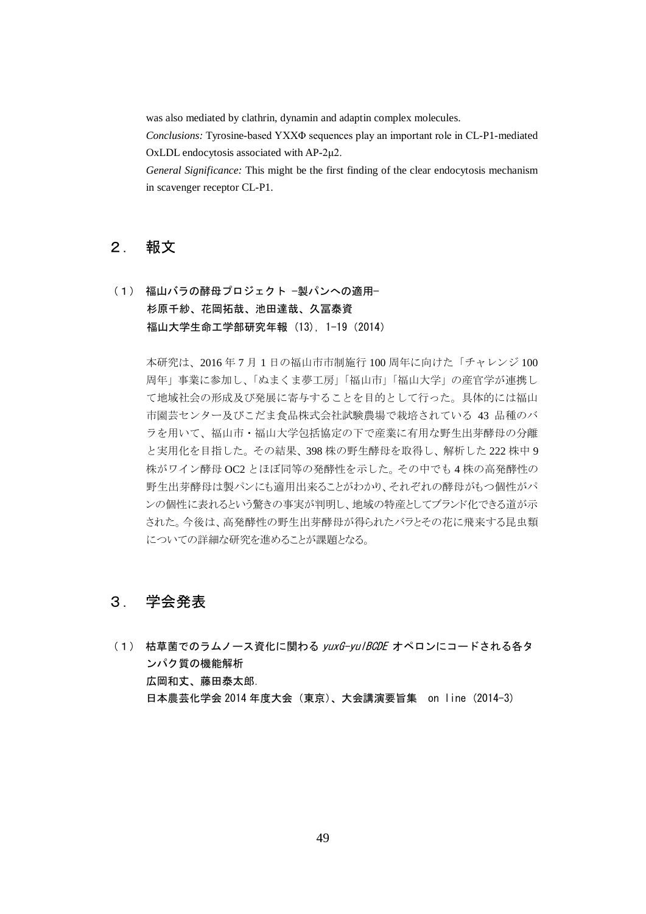was also mediated by clathrin, dynamin and adaptin complex molecules.

*Conclusions:* Tyrosine-based YXXΦ sequences play an important role in CL-P1-mediated OxLDL endocytosis associated with AP-2μ2.

*General Significance:* This might be the first finding of the clear endocytosis mechanism in scavenger receptor CL-P1.

## ２． 報文

**（１） 福山バラの酵母プロジェクト -製パンへの適用-**
**杉原千紗、花岡拓哉、池田達哉、久冨泰資**
**福山大学生命工学部研究年報 (13), 1-19 (2014)**

本研究は、2016 年 7 月 1 日の福山市市制施行 100 周年に向けた「チャレンジ 100 周年」事業に参加し、「ぬまくま夢工房」「福山市」「福山大学」の産官学が連携して地域社会の形成及び発展に寄与することを目的として行った。具体的には福山市園芸センター及びこだま食品株式会社試験農場で栽培されている 43 品種のバラを用いて、福山市・福山大学包括協定の下で産業に有用な野生出芽酵母の分離と実用化を目指した。その結果、398 株の野生酵母を取得し、解析した 222 株中 9 株がワイン酵母 OC2 とほぼ同等の発酵性を示した。その中でも 4 株の高発酵性の野生出芽酵母は製パンにも適用出来ることがわかり、それぞれの酵母がもつ個性がパンの個性に表れるという驚きの事実が判明し、地域の特産としてブランド化できる道が示された。今後は、高発酵性の野生出芽酵母が得られたバラとその花に飛来する昆虫類についての詳細な研究を進めることが課題となる。

## ３． 学会発表

**（１） 枯草菌でのラムノース資化に関わる *yuxG-yulBCDE* オペロンにコードされる各タンパク質の機能解析**
**広岡和丈、藤田泰太郎.**
**日本農芸化学会 2014 年度大会（東京）、大会講演要旨集 on line (2014-3)**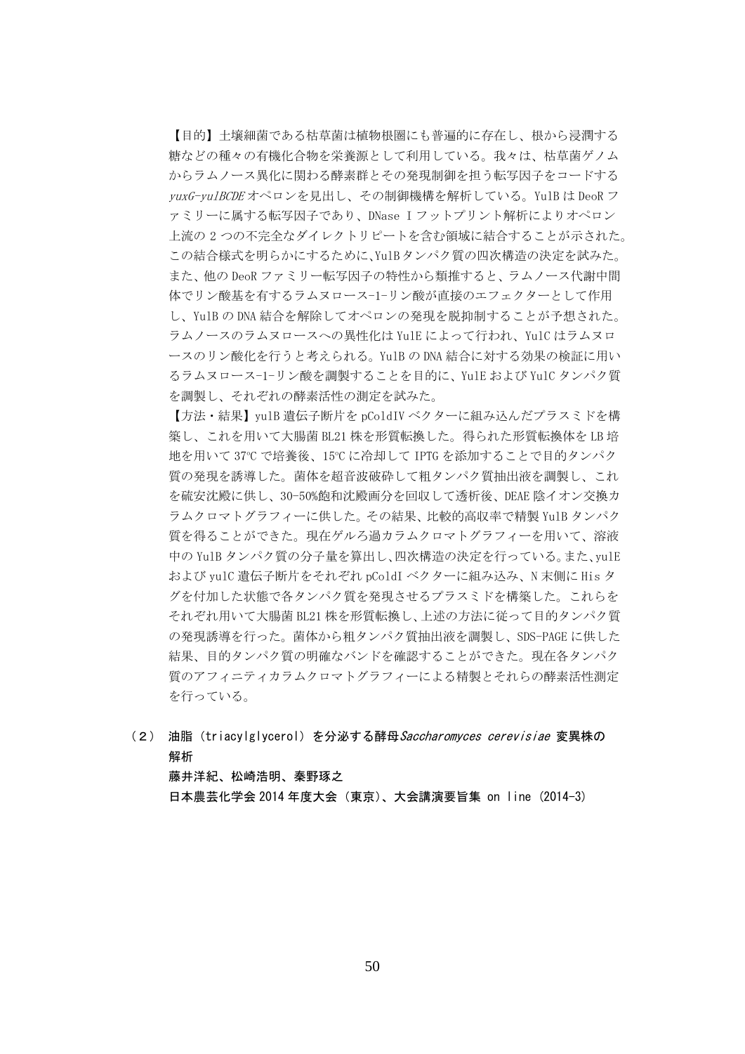【目的】土壌細菌である枯草菌は植物根圏にも普遍的に存在し、根から浸潤する糖などの種々の有機化合物を栄養源として利用している。我々は、枯草菌ゲノムからラムノース異化に関わる酵素群とその発現制御を担う転写因子をコードする *yuxG-yulBCDE* オペロンを見出し、その制御機構を解析している。YulB は DeoR ファミリーに属する転写因子であり、DNase I フットプリント解析によりオペロン上流の 2 つの不完全なダイレクトリピートを含む領域に結合することが示された。この結合様式を明らかにするために、YulB タンパク質の四次構造の決定を試みた。また、他の DeoR ファミリー転写因子の特性から類推すると、ラムノース代謝中間体でリン酸基を有するラムヌロース-1-リン酸が直接のエフェクターとして作用し、YulB の DNA 結合を解除してオペロンの発現を脱抑制することが予想された。ラムノースのラムヌロースへの異性化は YulE によって行われ、YulC はラムヌロースのリン酸化を行うと考えられる。YulB の DNA 結合に対する効果の検証に用いるラムヌロース-1-リン酸を調製することを目的に、YulE および YulC タンパク質を調製し、それぞれの酵素活性の測定を試みた。

【方法・結果】yulB 遺伝子断片を pColdIV ベクターに組み込んだプラスミドを構築し、これを用いて大腸菌 BL21 株を形質転換した。得られた形質転換体を LB 培地を用いて 37℃ で培養後、15℃ に冷却して IPTG を添加することで目的タンパク質の発現を誘導した。菌体を超音波破砕して粗タンパク質抽出液を調製し、これを硫安沈殿に供し、30-50%飽和沈殿画分を回収して透析後、DEAE 陰イオン交換カラムクロマトグラフィーに供した。その結果、比較的高収率で精製 YulB タンパク質を得ることができた。現在ゲルろ過カラムクロマトグラフィーを用いて、溶液中の YulB タンパク質の分子量を算出し、四次構造の決定を行っている。また、yulE および yulC 遺伝子断片をそれぞれ pColdI ベクターに組み込み、N 末側に His タグを付加した状態で各タンパク質を発現させるプラスミドを構築した。これらをそれぞれ用いて大腸菌 BL21 株を形質転換し、上述の方法に従って目的タンパク質の発現誘導を行った。菌体から粗タンパク質抽出液を調製し、SDS-PAGE に供した結果、目的タンパク質の明確なバンドを確認することができた。現在各タンパク質のアフィニティカラムクロマトグラフィーによる精製とそれらの酵素活性測定を行っている。

**（２） 油脂（triacylglycerol）を分泌する酵母 *Saccharomyces cerevisiae* 変異株の解析**

**藤井洋紀、松崎浩明、秦野琢之**

**日本農芸化学会 2014 年度大会（東京）、大会講演要旨集 on line (2014-3)**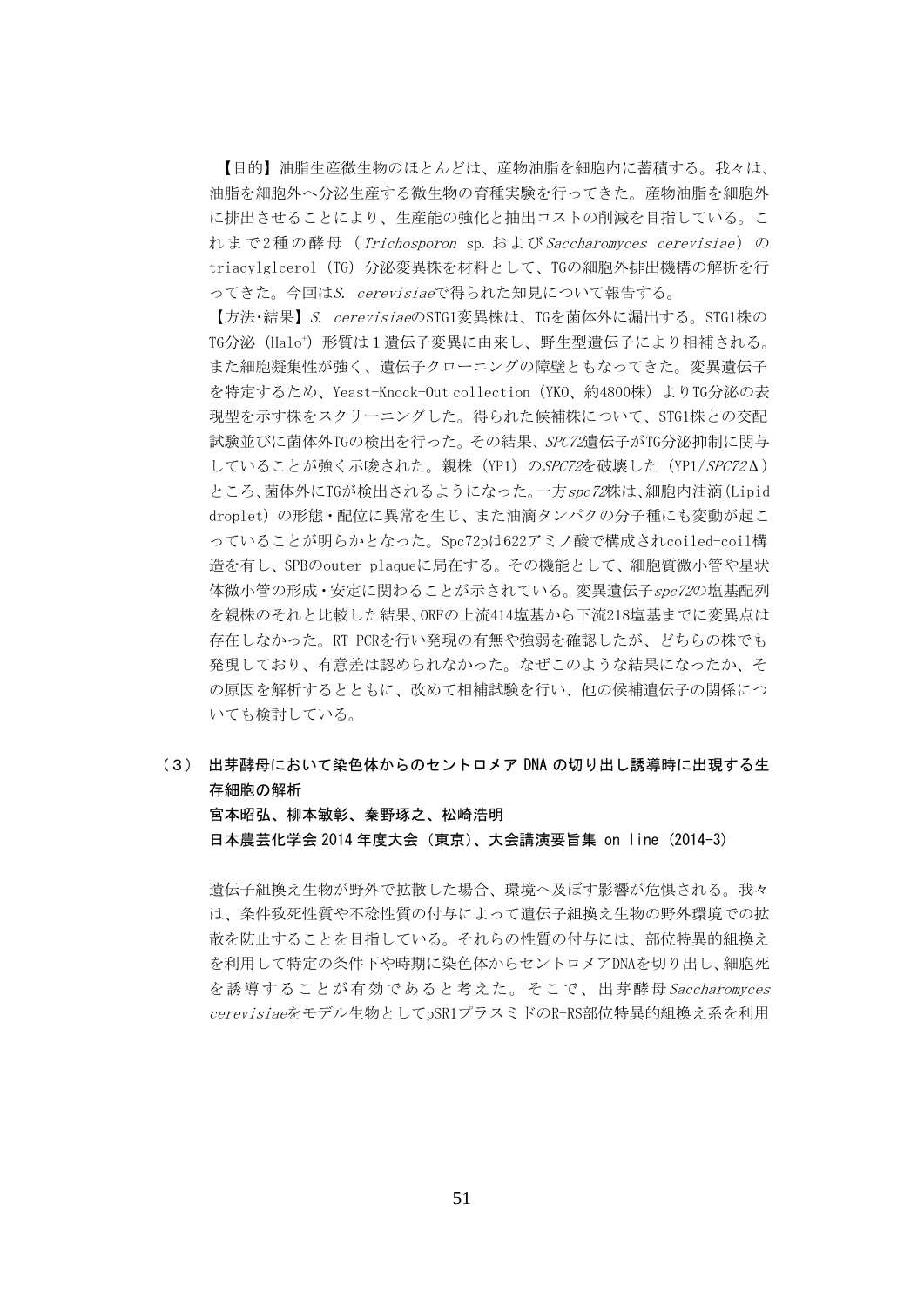【目的】油脂生産微生物のほとんどは、産物油脂を細胞内に蓄積する。我々は、油脂を細胞外へ分泌生産する微生物の育種実験を行ってきた。産物油脂を細胞外に排出させることにより、生産能の強化と抽出コストの削減を目指している。これまで2種の酵母（*Trichosporon* sp.および*Saccharomyces cerevisiae*）のtriacylglcerol（TG）分泌変異株を材料として、TGの細胞外排出機構の解析を行ってきた。今回は*S. cerevisiae*で得られた知見について報告する。

【方法･結果】*S. cerevisiae*のSTG1変異株は、TGを菌体外に漏出する。STG1株のTG分泌（Halo$^{+}$）形質は1遺伝子変異に由来し、野生型遺伝子により相補される。また細胞凝集性が強く、遺伝子クローニングの障壁ともなってきた。変異遺伝子を特定するため、Yeast-Knock-Out collection（YKO、約4800株）よりTG分泌の表現型を示す株をスクリーニングした。得られた候補株について、STG1株との交配試験並びに菌体外TGの検出を行った。その結果、*SPC72*遺伝子がTG分泌抑制に関与していることが強く示唆された。親株（YP1）の*SPC72*を破壊した（YP1/*SPC72*Δ）ところ、菌体外にTGが検出されるようになった。一方*spc72*株は、細胞内油滴（Lipid droplet）の形態･配位に異常を生じ、また油滴タンパクの分子種にも変動が起こっていることが明らかとなった。Spc72pは622アミノ酸で構成されcoiled-coil構造を有し、SPBのouter-plaqueに局在する。その機能として、細胞質微小管や星状体微小管の形成･安定に関わることが示されている。変異遺伝子*spc72*の塩基配列を親株のそれと比較した結果、ORFの上流414塩基から下流218塩基までに変異点は存在しなかった。RT-PCRを行い発現の有無や強弱を確認したが、どちらの株でも発現しており、有意差は認められなかった。なぜこのような結果になったか、その原因を解析するとともに、改めて相補試験を行い、他の候補遺伝子の関係についても検討している。

**（3） 出芽酵母において染色体からのセントロメア DNA の切り出し誘導時に出現する生存細胞の解析**

**宮本昭弘、柳本敏彰、秦野琢之、松崎浩明**

**日本農芸化学会 2014 年度大会（東京）、大会講演要旨集 on line（2014-3）**

遺伝子組換え生物が野外で拡散した場合、環境へ及ぼす影響が危惧される。我々は、条件致死性質や不稔性質の付与によって遺伝子組換え生物の野外環境での拡散を防止することを目指している。それらの性質の付与には、部位特異的組換えを利用して特定の条件下や時期に染色体からセントロメアDNAを切り出し、細胞死を誘導することが有効であると考えた。そこで、出芽酵母*Saccharomyces cerevisiae*をモデル生物としてpSR1プラスミドのR-RS部位特異的組換え系を利用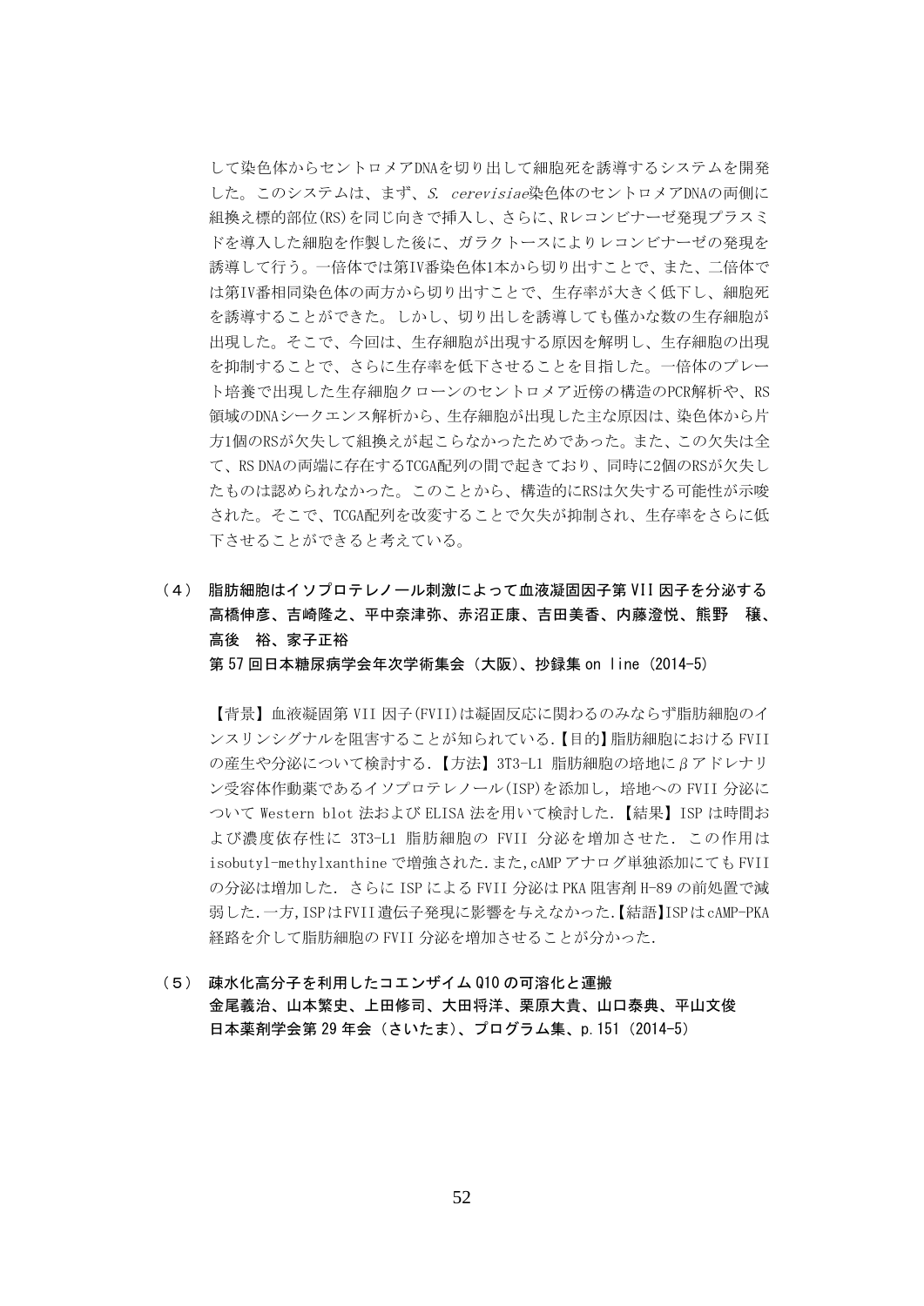して染色体からセントロメアDNAを切り出して細胞死を誘導するシステムを開発した。このシステムは、まず、*S. cerevisiae*染色体のセントロメアDNAの両側に組換え標的部位(RS)を同じ向きで挿入し、さらに、Rレコンビナーゼ発現プラスミドを導入した細胞を作製した後に、ガラクトースによりレコンビナーゼの発現を誘導して行う。一倍体では第IV番染色体1本から切り出すことで、また、二倍体では第IV番相同染色体の両方から切り出すことで、生存率が大きく低下し、細胞死を誘導することができた。しかし、切り出しを誘導しても僅かな数の生存細胞が出現した。そこで、今回は、生存細胞が出現する原因を解明し、生存細胞の出現を抑制することで、さらに生存率を低下させることを目指した。一倍体のプレート培養で出現した生存細胞クローンのセントロメア近傍の構造のPCR解析や、RS領域のDNAシークエンス解析から、生存細胞が出現した主な原因は、染色体から片方1個のRSが欠失して組換えが起こらなかったためであった。また、この欠失は全て、RS DNAの両端に存在するTCGA配列の間で起きており、同時に2個のRSが欠失したものは認められなかった。このことから、構造的にRSは欠失する可能性が示唆された。そこで、TCGA配列を改変することで欠失が抑制され、生存率をさらに低下させることができると考えている。

**（４） 脂肪細胞はイソプロテレノール刺激によって血液凝固因子第 VII 因子を分泌する**
**高橋伸彦、吉崎隆之、平中奈津弥、赤沼正康、吉田美香、内藤澄悦、熊野　穣、高後　裕、家子正裕**
**第 57 回日本糖尿病学会年次学術集会（大阪）、抄録集 on line (2014-5)**

【背景】血液凝固第 VII 因子(FVII)は凝固反応に関わるのみならず脂肪細胞のインスリンシグナルを阻害することが知られている.【目的】脂肪細胞における FVII の産生や分泌について検討する.【方法】3T3-L1 脂肪細胞の培地にβアドレナリン受容体作動薬であるイソプロテレノール(ISP)を添加し，培地への FVII 分泌について Western blot 法および ELISA 法を用いて検討した.【結果】ISP は時間および濃度依存性に 3T3-L1 脂肪細胞の FVII 分泌を増加させた. この作用は isobutyl-methylxanthine で増強された.また,cAMP アナログ単独添加にても FVII の分泌は増加した. さらに ISP による FVII 分泌は PKA 阻害剤 H-89 の前処置で減弱した.一方,ISP は FVII 遺伝子発現に影響を与えなかった.【結語】ISP は cAMP-PKA 経路を介して脂肪細胞の FVII 分泌を増加させることが分かった.

**（５） 疎水化高分子を利用したコエンザイム Q10 の可溶化と運搬**
**金尾義治、山本繁史、上田修司、大田将洋、栗原大貴、山口泰典、平山文俊**
**日本薬剤学会第 29 年会（さいたま）、プログラム集、p.151 (2014-5)**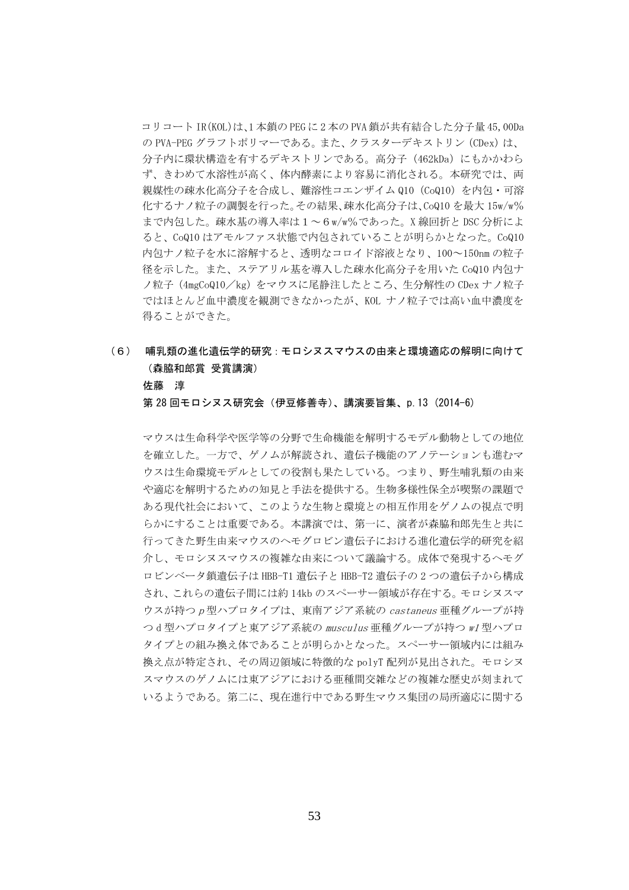コリコート IR(KOL)は、1 本鎖の PEG に 2 本の PVA 鎖が共有結合した分子量 45,00Da の PVA-PEG グラフトポリマーである。また、クラスターデキストリン（CDex）は、分子内に環状構造を有するデキストリンである。高分子（462kDa）にもかかわらず、きわめて水溶性が高く、体内酵素により容易に消化される。本研究では、両親媒性の疎水化高分子を合成し、難溶性コエンザイム Q10（CoQ10）を内包・可溶化するナノ粒子の調製を行った。その結果、疎水化高分子は、CoQ10 を最大 15w/w%まで内包した。疎水基の導入率は１～６w/w%であった。X 線回折と DSC 分析によると、CoQ10 はアモルファス状態で内包されていることが明らかとなった。CoQ10 内包ナノ粒子を水に溶解すると、透明なコロイド溶液となり、100～150nm の粒子径を示した。また、ステアリル基を導入した疎水化高分子を用いた CoQ10 内包ナノ粒子（4mgCoQ10／kg）をマウスに尾静注したところ、生分解性の CDex ナノ粒子ではほとんど血中濃度を観測できなかったが、KOL ナノ粒子では高い血中濃度を得ることができた。

### （６） 哺乳類の進化遺伝学的研究：モロシヌスマウスの由来と環境適応の解明に向けて（森脇和郎賞 受賞講演）

**佐藤　淳**

**第 28 回モロシヌス研究会（伊豆修善寺）、講演要旨集、p.13（2014-6）**

マウスは生命科学や医学等の分野で生命機能を解明するモデル動物としての地位を確立した。一方で、ゲノムが解読され、遺伝子機能のアノテーションも進むマウスは生命環境モデルとしての役割も果たしている。つまり、野生哺乳類の由来や適応を解明するための知見と手法を提供する。生物多様性保全が喫緊の課題である現代社会において、このような生物と環境との相互作用をゲノムの視点で明らかにすることは重要である。本講演では、第一に、演者が森脇和郎先生と共に行ってきた野生由来マウスのヘモグロビン遺伝子における進化遺伝学的研究を紹介し、モロシヌスマウスの複雑な由来について議論する。成体で発現するヘモグロビンベータ鎖遺伝子は HBB-T1 遺伝子と HBB-T2 遺伝子の 2 つの遺伝子から構成され、これらの遺伝子間には約 14kb のスペーサー領域が存在する。モロシヌスマウスが持つ *p* 型ハプロタイプは、東南アジア系統の *castaneus* 亜種グループが持つ d 型ハプロタイプと東アジア系統の *musculus* 亜種グループが持つ *w1* 型ハプロタイプとの組み換え体であることが明らかとなった。スペーサー領域内には組み換え点が特定され、その周辺領域に特徴的な polyT 配列が見出された。モロシヌスマウスのゲノムには東アジアにおける亜種間交雑などの複雑な歴史が刻まれているようである。第二に、現在進行中である野生マウス集団の局所適応に関する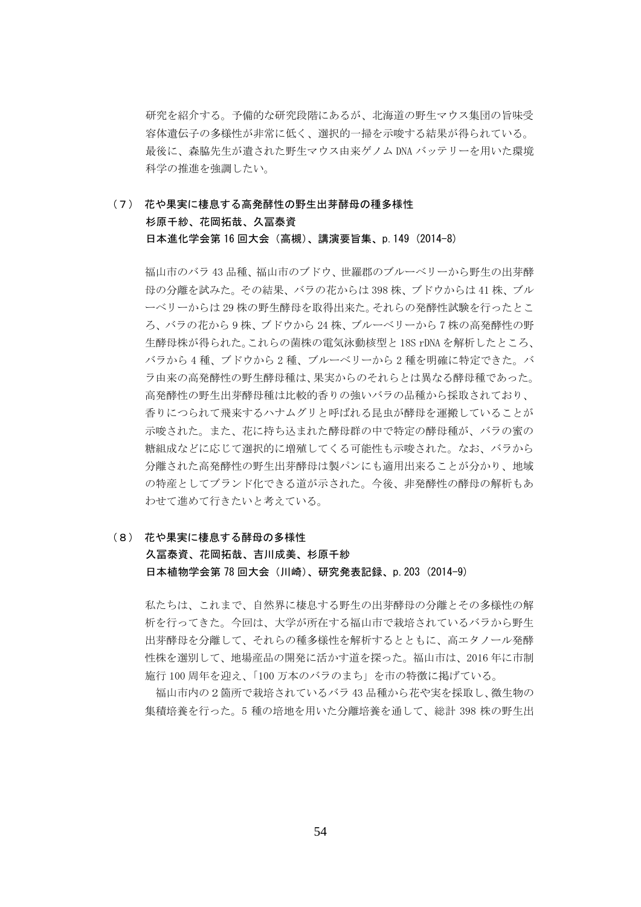研究を紹介する。予備的な研究段階にあるが、北海道の野生マウス集団の旨味受容体遺伝子の多様性が非常に低く、選択的一掃を示唆する結果が得られている。最後に、森脇先生が遺された野生マウス由来ゲノム DNA バッテリーを用いた環境科学の推進を強調したい。

**（７） 花や果実に棲息する高発酵性の野生出芽酵母の種多様性**
**杉原千紗、花岡拓哉、久冨泰資**
**日本進化学会第 16 回大会（高槻）、講演要旨集、p.149（2014-8）**

福山市のバラ 43 品種、福山市のブドウ、世羅郡のブルーベリーから野生の出芽酵母の分離を試みた。その結果、バラの花からは 398 株、ブドウからは 41 株、ブルーベリーからは 29 株の野生酵母を取得出来た。それらの発酵性試験を行ったところ、バラの花から 9 株、ブドウから 24 株、ブルーベリーから 7 株の高発酵性の野生酵母株が得られた。これらの菌株の電気泳動核型と 18S rDNA を解析したところ、バラから 4 種、ブドウから 2 種、ブルーベリーから 2 種を明確に特定できた。バラ由来の高発酵性の野生酵母種は、果実からのそれらとは異なる酵母種であった。高発酵性の野生出芽酵母種は比較的香りの強いバラの品種から採取されており、香りにつられて飛来するハナムグリと呼ばれる昆虫が酵母を運搬していることが示唆された。また、花に持ち込まれた酵母群の中で特定の酵母種が、バラの蜜の糖組成などに応じて選択的に増殖してくる可能性も示唆された。なお、バラから分離された高発酵性の野生出芽酵母は製パンにも適用出来ることが分かり、地域の特産としてブランド化できる道が示された。今後、非発酵性の酵母の解析もあわせて進めて行きたいと考えている。

**（８） 花や果実に棲息する酵母の多様性**
**久冨泰資、花岡拓哉、吉川成美、杉原千紗**
**日本植物学会第 78 回大会（川崎）、研究発表記録、p.203（2014-9）**

私たちは、これまで、自然界に棲息する野生の出芽酵母の分離とその多様性の解析を行ってきた。今回は、大学が所在する福山市で栽培されているバラから野生出芽酵母を分離して、それらの種多様性を解析するとともに、高エタノール発酵性株を選別して、地場産品の開発に活かす道を探った。福山市は、2016 年に市制施行 100 周年を迎え、「100 万本のバラのまち」を市の特徴に掲げている。

福山市内の 2 箇所で栽培されているバラ 43 品種から花や実を採取し、微生物の集積培養を行った。5 種の培地を用いた分離培養を通して、総計 398 株の野生出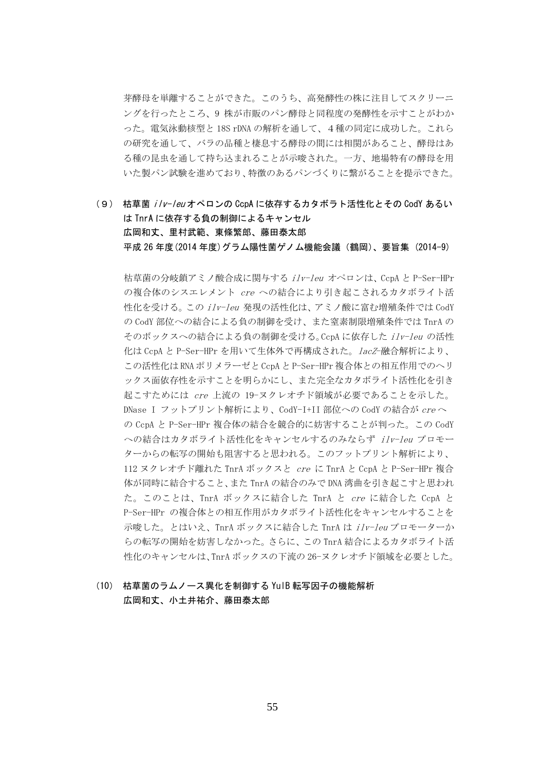芽酵母を単離することができた。このうち、高発酵性の株に注目してスクリーニングを行ったところ、9 株が市販のパン酵母と同程度の発酵性を示すことがわかった。電気泳動核型と 18S rDNA の解析を通して、4 種の同定に成功した。これらの研究を通して、バラの品種と棲息する酵母の間には相関があること、酵母はある種の昆虫を通して持ち込まれることが示唆された。一方、地場特有の酵母を用いた製パン試験を進めており、特徴のあるパンづくりに繋がることを提示できた。

### （９） 枯草菌 *ilv-leu* オペロンの CcpA に依存するカタボラト活性化とその CodY あるいは TnrA に依存する負の制御によるキャンセル

**広岡和文、里村武範、東條繁郎、藤田泰太郎**

**平成 26 年度(2014 年度)グラム陽性菌ゲノム機能会議（鶴岡）、要旨集（2014-9）**

枯草菌の分岐鎖アミノ酸合成に関与する *ilv-leu* オペロンは、CcpA と P-Ser-HPr の複合体のシスエレメント *cre* への結合により引き起こされるカタボライト活性化を受ける。この *ilv-leu* 発現の活性化は、アミノ酸に富む増殖条件では CodY の CodY 部位への結合による負の制御を受け、また窒素制限増殖条件では TnrA のそのボックスへの結合による負の制御を受ける。CcpA に依存した *ilv-leu* の活性化は CcpA と P-Ser-HPr を用いて生体外で再構成された。*lacZ*-融合解析により、この活性化は RNA ポリメラーゼと CcpA と P-Ser-HPr 複合体との相互作用でのヘリックス面依存性を示すことを明らかにし、また完全なカタボライト活性化を引き起こすためには *cre* 上流の 19-ヌクレオチド領域が必要であることを示した。DNase I フットプリント解析により、CodY-I+II 部位への CodY の結合が *cre* への CcpA と P-Ser-HPr 複合体の結合を競合的に妨害することが判った。この CodY への結合はカタボライト活性化をキャンセルするのみならず *ilv-leu* プロモーターからの転写の開始も阻害すると思われる。このフットプリント解析により、112 ヌクレオチド離れた TnrA ボックスと *cre* に TnrA と CcpA と P-Ser-HPr 複合体が同時に結合すること、また TnrA の結合のみで DNA 湾曲を引き起こすと思われた。このことは、TnrA ボックスに結合した TnrA と *cre* に結合した CcpA と P-Ser-HPr の複合体との相互作用がカタボライト活性化をキャンセルすることを示唆した。とはいえ、TnrA ボックスに結合した TnrA は *ilv-leu* プロモーターからの転写の開始を妨害しなかった。さらに、この TnrA 結合によるカタボライト活性化のキャンセルは、TnrA ボックスの下流の 26-ヌクレオチド領域を必要とした。

### （10） 枯草菌のラムノース異化を制御する YulB 転写因子の機能解析

**広岡和文、小土井祐介、藤田泰太郎**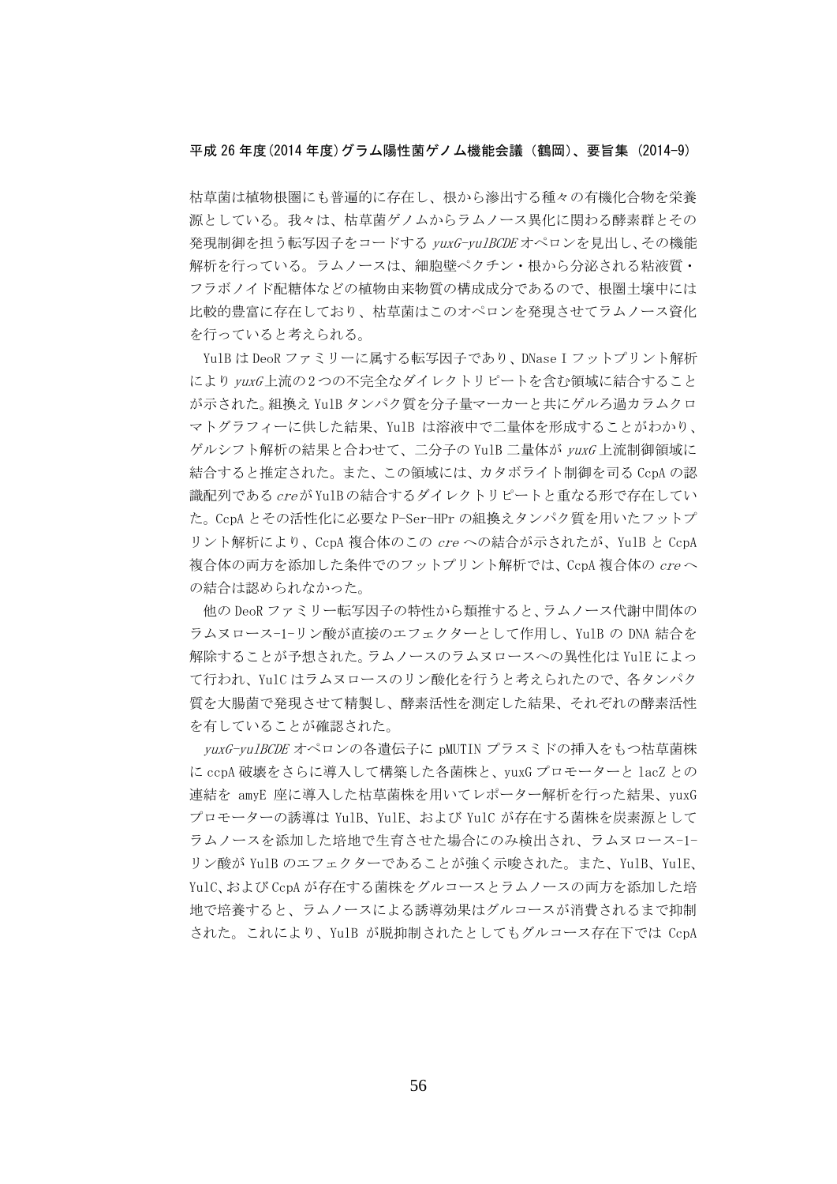枯草菌は植物根圏にも普遍的に存在し、根から滲出する種々の有機化合物を栄養源としている。我々は、枯草菌ゲノムからラムノース異化に関わる酵素群とその発現制御を担う転写因子をコードする *yuxG-yulBCDE* オペロンを見出し、その機能解析を行っている。ラムノースは、細胞壁ペクチン・根から分泌される粘液質・フラボノイド配糖体などの植物由来物質の構成成分であるので、根圏土壌中には比較的豊富に存在しており、枯草菌はこのオペロンを発現させてラムノース資化を行っていると考えられる。

YulB は DeoR ファミリーに属する転写因子であり、DNase I フットプリント解析により *yuxG* 上流の２つの不完全なダイレクトリピートを含む領域に結合することが示された。組換え YulB タンパク質を分子量マーカーと共にゲルろ過カラムクロマトグラフィーに供した結果、YulB は溶液中で二量体を形成することがわかり、ゲルシフト解析の結果と合わせて、二分子の YulB 二量体が *yuxG* 上流制御領域に結合すると推定された。また、この領域には、カタボライト制御を司る CcpA の認識配列である *cre* が YulB の結合するダイレクトリピートと重なる形で存在していた。CcpA とその活性化に必要な P-Ser-HPr の組換えタンパク質を用いたフットプリント解析により、CcpA 複合体のこの *cre* への結合が示されたが、YulB と CcpA 複合体の両方を添加した条件でのフットプリント解析では、CcpA 複合体の *cre* への結合は認められなかった。

他の DeoR ファミリー転写因子の特性から類推すると、ラムノース代謝中間体のラムヌロース-1-リン酸が直接のエフェクターとして作用し、YulB の DNA 結合を解除することが予想された。ラムノースのラムヌロースへの異性化は YulE によって行われ、YulC はラムヌロースのリン酸化を行うと考えられたので、各タンパク質を大腸菌で発現させて精製し、酵素活性を測定した結果、それぞれの酵素活性を有していることが確認された。

*yuxG-yulBCDE* オペロンの各遺伝子に pMUTIN プラスミドの挿入をもつ枯草菌株に ccpA 破壊をさらに導入して構築した各菌株と、yuxG プロモーターと lacZ との連結を amyE 座に導入した枯草菌株を用いてレポーター解析を行った結果、yuxG プロモーターの誘導は YulB、YulE、および YulC が存在する菌株を炭素源としてラムノースを添加した培地で生育させた場合にのみ検出され、ラムヌロース-1-リン酸が YulB のエフェクターであることが強く示唆された。また、YulB、YulE、YulC、および CcpA が存在する菌株をグルコースとラムノースの両方を添加した培地で培養すると、ラムノースによる誘導効果はグルコースが消費されるまで抑制された。これにより、YulB が脱抑制されたとしてもグルコース存在下では CcpA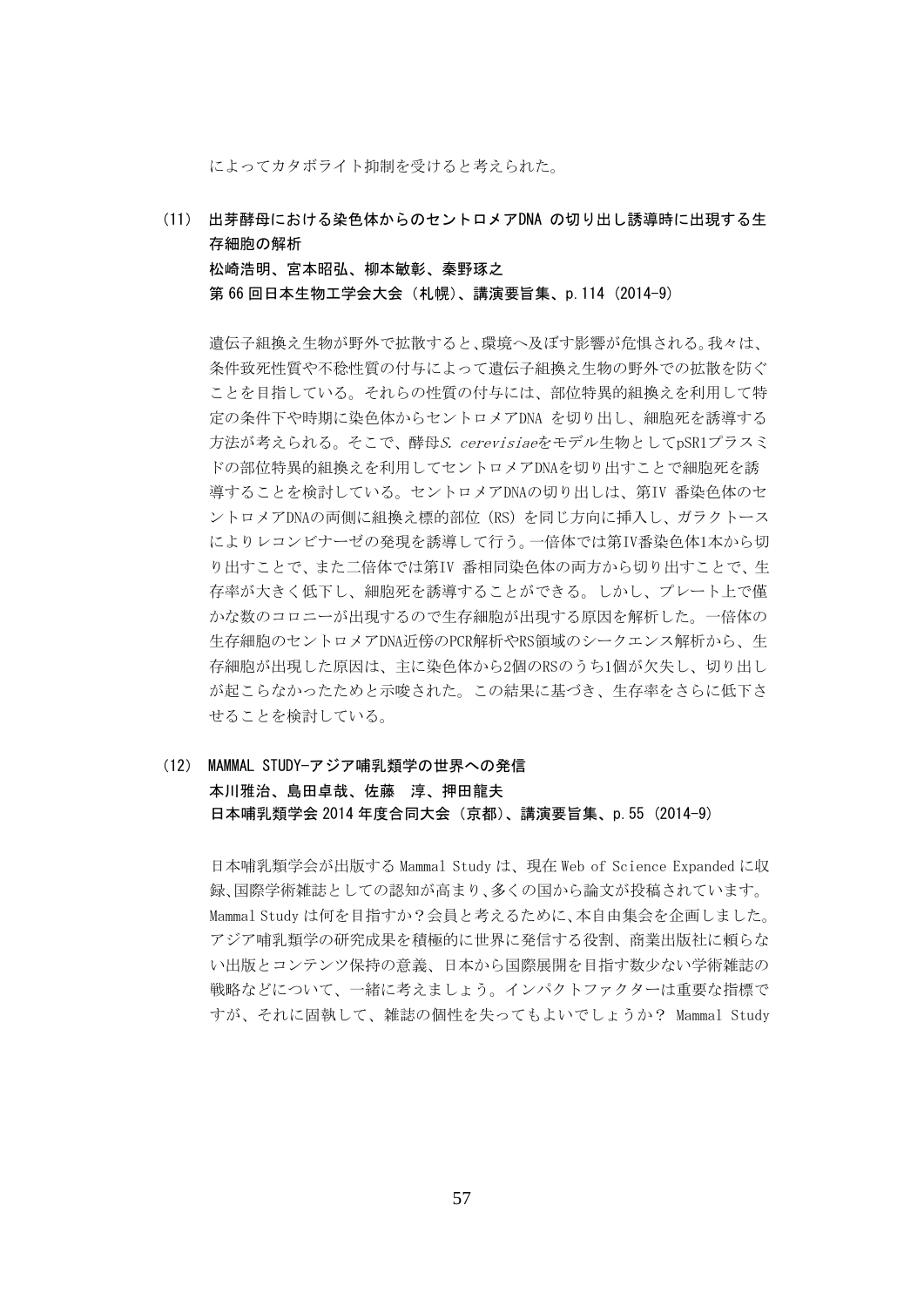によってカタボライト抑制を受けると考えられた。

### (11) 出芽酵母における染色体からのセントロメアDNA の切り出し誘導時に出現する生存細胞の解析

**松崎浩明、宮本昭弘、柳本敏彰、秦野琢之**

**第 66 回日本生物工学会大会（札幌）、講演要旨集、p.114（2014-9）**

遺伝子組換え生物が野外で拡散すると、環境へ及ぼす影響が危惧される。我々は、条件致死性質や不稔性質の付与によって遺伝子組換え生物の野外での拡散を防ぐことを目指している。それらの性質の付与には、部位特異的組換えを利用して特定の条件下や時期に染色体からセントロメアDNA を切り出し、細胞死を誘導する方法が考えられる。そこで、酵母*S. cerevisiae*をモデル生物としてpSR1プラスミドの部位特異的組換えを利用してセントロメアDNAを切り出すことで細胞死を誘導することを検討している。セントロメアDNAの切り出しは、第IV 番染色体のセントロメアDNAの両側に組換え標的部位（RS）を同じ方向に挿入し、ガラクトースによりレコンビナーゼの発現を誘導して行う。一倍体では第IV番染色体1本から切り出すことで、また二倍体では第IV 番相同染色体の両方から切り出すことで、生存率が大きく低下し、細胞死を誘導することができる。しかし、プレート上で僅かな数のコロニーが出現するので生存細胞が出現する原因を解析した。一倍体の生存細胞のセントロメアDNA近傍のPCR解析やRS領域のシークエンス解析から、生存細胞が出現した原因は、主に染色体から2個のRSのうち1個が欠失し、切り出しが起こらなかったためと示唆された。この結果に基づき、生存率をさらに低下させることを検討している。

### (12) MAMMAL STUDY-アジア哺乳類学の世界への発信

**本川雅治、島田卓哉、佐藤　淳、押田龍夫**

**日本哺乳類学会 2014 年度合同大会（京都）、講演要旨集、p.55（2014-9）**

日本哺乳類学会が出版する Mammal Study は、現在 Web of Science Expanded に収録、国際学術雑誌としての認知が高まり、多くの国から論文が投稿されています。Mammal Study は何を目指すか？会員と考えるために、本自由集会を企画しました。アジア哺乳類学の研究成果を積極的に世界に発信する役割、商業出版社に頼らない出版とコンテンツ保持の意義、日本から国際展開を目指す数少ない学術雑誌の戦略などについて、一緒に考えましょう。インパクトファクターは重要な指標ですが、それに固執して、雑誌の個性を失ってもよいでしょうか？ Mammal Study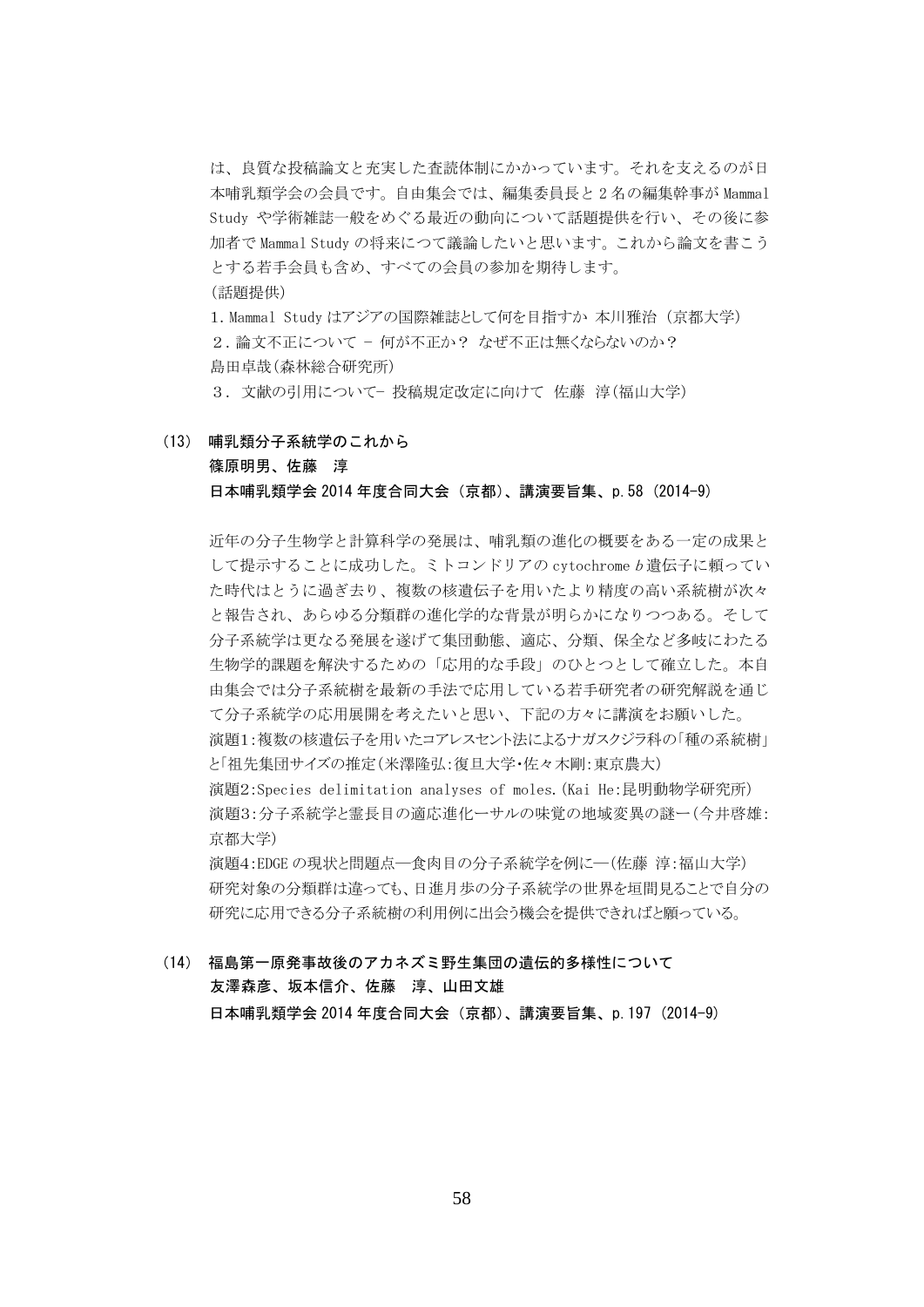は、良質な投稿論文と充実した査読体制にかかっています。それを支えるのが日本哺乳類学会の会員です。自由集会では、編集委員長と 2 名の編集幹事が Mammal Study や学術雑誌一般をめぐる最近の動向について話題提供を行い、その後に参加者で Mammal Study の将来につて議論したいと思います。これから論文を書こうとする若手会員も含め、すべての会員の参加を期待します。

(話題提供)

1. Mammal Study はアジアの国際雑誌として何を目指すか 本川雅治（京都大学）

２. 論文不正について - 何が不正か？ なぜ不正は無くならないのか？
島田卓哉(森林総合研究所)

３. 文献の引用について- 投稿規定改定に向けて 佐藤 淳(福山大学)

**(13) 哺乳類分子系統学のこれから**

**篠原明男、佐藤　淳**

**日本哺乳類学会 2014 年度合同大会（京都)、講演要旨集、p.58 (2014-9)**

近年の分子生物学と計算科学の発展は、哺乳類の進化の概要をある一定の成果として提示することに成功した。ミトコンドリアの cytochrome *b* 遺伝子に頼っていた時代はとうに過ぎ去り、複数の核遺伝子を用いたより精度の高い系統樹が次々と報告され、あらゆる分類群の進化学的な背景が明らかになりつつある。そして分子系統学は更なる発展を遂げて集団動態、適応、分類、保全など多岐にわたる生物学的課題を解決するための「応用的な手段」のひとつとして確立した。本自由集会では分子系統樹を最新の手法で応用している若手研究者の研究解説を通じて分子系統学の応用展開を考えたいと思い、下記の方々に講演をお願いした。
演題1:複数の核遺伝子を用いたコアレスセント法によるナガスクジラ科の「種の系統樹」と「祖先集団サイズの推定(米澤隆弘:復旦大学･佐々木剛:東京農大)
演題2:Species delimitation analyses of moles.(Kai He:昆明動物学研究所)
演題3:分子系統学と霊長目の適応進化ーサルの味覚の地域変異の謎ー(今井啓雄:京都大学)
演題4:EDGE の現状と問題点—食肉目の分子系統学を例に—(佐藤 淳:福山大学)
研究対象の分類群は違っても、日進月歩の分子系統学の世界を垣間見ることで自分の研究に応用できる分子系統樹の利用例に出会う機会を提供できればと願っている。

**(14) 福島第一原発事故後のアカネズミ野生集団の遺伝的多様性について**

**友澤森彦、坂本信介、佐藤　淳、山田文雄**

**日本哺乳類学会 2014 年度合同大会（京都)、講演要旨集、p.197 (2014-9)**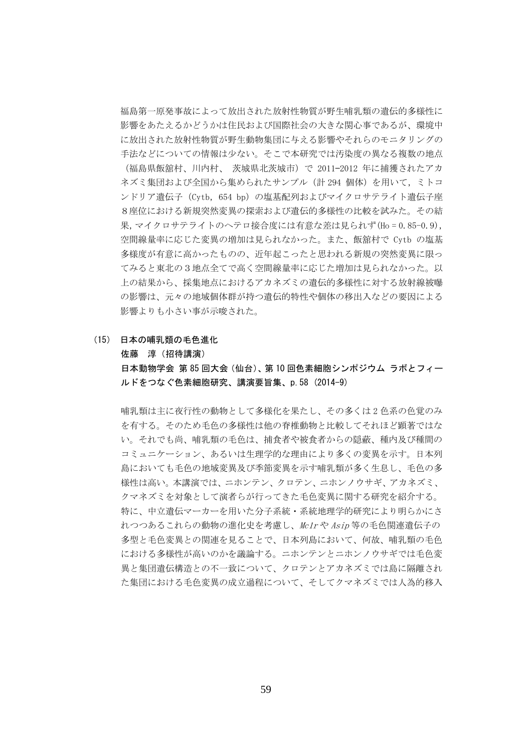福島第一原発事故によって放出された放射性物質が野生哺乳類の遺伝的多様性に影響をあたえるかどうかは住民および国際社会の大きな関心事であるが、環境中に放出された放射性物質が野生動物集団に与える影響やそれらのモニタリングの手法などについての情報は少ない。そこで本研究では汚染度の異なる複数の地点（福島県飯舘村、川内村、 茨城県北茨城市）で 2011-2012 年に捕獲されたアカネズミ集団および全国から集められたサンプル（計 294 個体）を用いて，ミトコンドリア遺伝子（Cytb, 654 bp）の塩基配列およびマイクロサテライト遺伝子座８座位における新規突然変異の探索および遺伝的多様性の比較を試みた。その結果，マイクロサテライトのヘテロ接合度には有意な差は見られず($H_o$ = 0.85-0.9)，空間線量率に応じた変異の増加は見られなかった。また、飯舘村で Cytb の塩基多様度が有意に高かったものの、近年起こったと思われる新規の突然変異に限ってみると東北の３地点全てで高く空間線量率に応じた増加は見られなかった。以上の結果から、採集地点におけるアカネズミの遺伝的多様性に対する放射線被曝の影響は、元々の地域個体群が持つ遺伝的特性や個体の移出入などの要因による影響よりも小さい事が示唆された。

**(15) 日本の哺乳類の毛色進化**
**佐藤　淳（招待講演）**
**日本動物学会 第 85 回大会（仙台）、第 10 回色素細胞シンポジウム ラボとフィールドをつなぐ色素細胞研究、講演要旨集、p.58 (2014-9)**

哺乳類は主に夜行性の動物として多様化を果たし、その多くは２色系の色覚のみを有する。そのため毛色の多様性は他の脊椎動物と比較してそれほど顕著ではない。それでも尚、哺乳類の毛色は、捕食者や被食者からの隠蔽、種内及び種間のコミュニケーション、あるいは生理学的な理由により多くの変異を示す。日本列島においても毛色の地域変異及び季節変異を示す哺乳類が多く生息し、毛色の多様性は高い。本講演では、ニホンテン、クロテン、ニホンノウサギ、アカネズミ、クマネズミを対象として演者らが行ってきた毛色変異に関する研究を紹介する。特に、中立遺伝マーカーを用いた分子系統・系統地理学的研究により明らかにされつつあるこれらの動物の進化史を考慮し、*Mc1r* や *Asip* 等の毛色関連遺伝子の多型と毛色変異との関連を見ることで、日本列島において、何故、哺乳類の毛色における多様性が高いのかを議論する。ニホンテンとニホンノウサギでは毛色変異と集団遺伝構造との不一致について、クロテンとアカネズミでは島に隔離された集団における毛色変異の成立過程について、そしてクマネズミでは人為的移入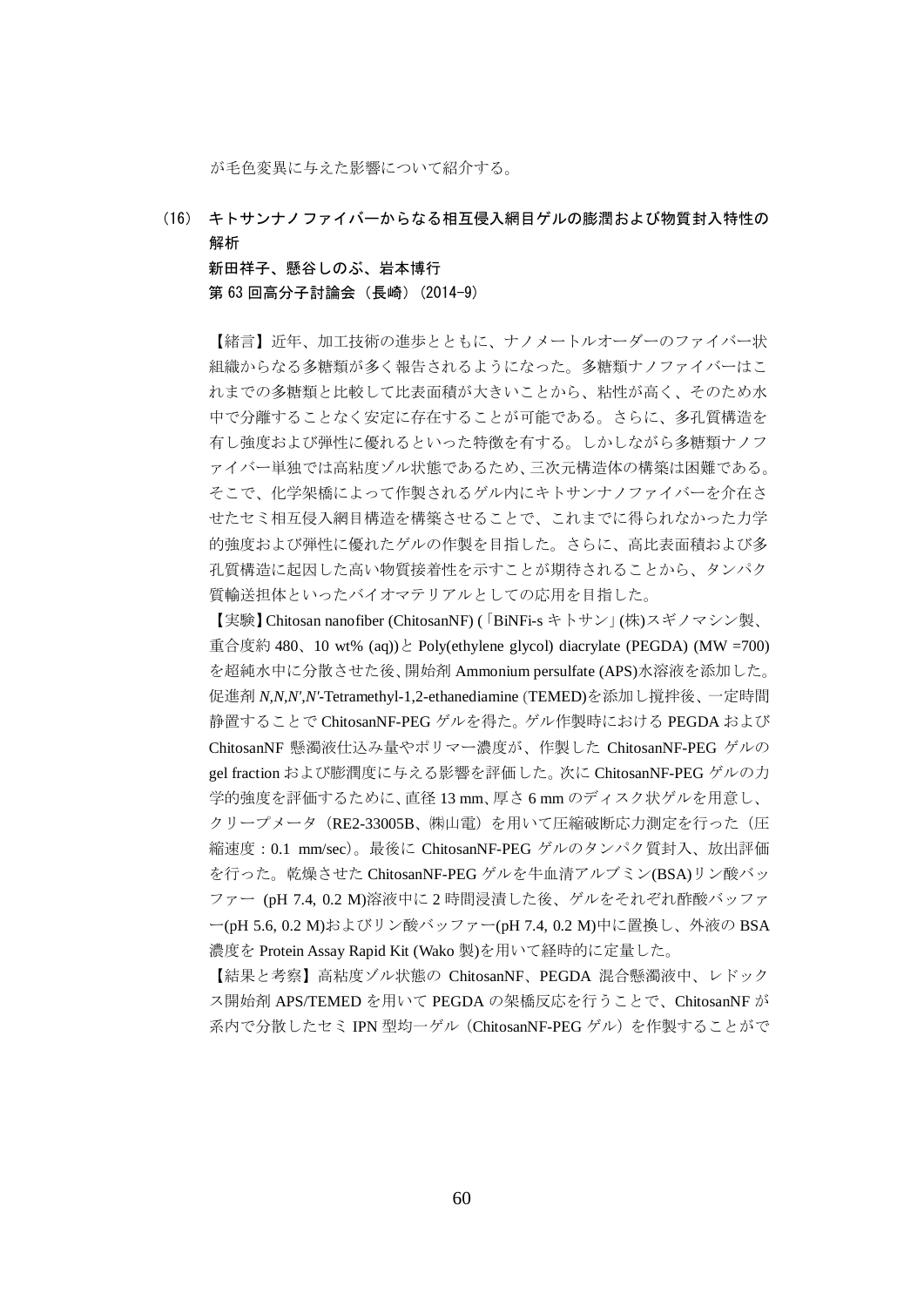が毛色変異に与えた影響について紹介する。

## (16) キトサンナノファイバーからなる相互侵入網目ゲルの膨潤および物質封入特性の解析

**新田祥子、懸谷しのぶ、岩本博行**

**第 63 回高分子討論会（長崎）(2014-9)**

【緒言】近年、加工技術の進歩とともに、ナノメートルオーダーのファイバー状組織からなる多糖類が多く報告されるようになった。多糖類ナノファイバーはこれまでの多糖類と比較して比表面積が大きいことから、粘性が高く、そのため水中で分離することなく安定に存在することが可能である。さらに、多孔質構造を有し強度および弾性に優れるといった特徴を有する。しかしながら多糖類ナノファイバー単独では高粘度ゾル状態であるため、三次元構造体の構築は困難である。そこで、化学架橋によって作製されるゲル内にキトサンナノファイバーを介在させたセミ相互侵入網目構造を構築させることで、これまでに得られなかった力学的強度および弾性に優れたゲルの作製を目指した。さらに、高比表面積および多孔質構造に起因した高い物質接着性を示すことが期待されることから、タンパク質輸送担体といったバイオマテリアルとしての応用を目指した。

【実験】Chitosan nanofiber (ChitosanNF) (「BiNFi-s キトサン」(株)スギノマシン製、重合度約 480、10 wt% (aq))と Poly(ethylene glycol) diacrylate (PEGDA) (MW =700)を超純水中に分散させた後、開始剤 Ammonium persulfate (APS)水溶液を添加した。促進剤 *N,N,N',N'*-Tetramethyl-1,2-ethanediamine (TEMED)を添加し撹拌後、一定時間静置することで ChitosanNF-PEG ゲルを得た。ゲル作製時における PEGDA および ChitosanNF 懸濁液仕込み量やポリマー濃度が、作製した ChitosanNF-PEG ゲルの gel fraction および膨潤度に与える影響を評価した。次に ChitosanNF-PEG ゲルの力学的強度を評価するために、直径 13 mm、厚さ 6 mm のディスク状ゲルを用意し、クリープメータ（RE2-33005B、㈱山電）を用いて圧縮破断応力測定を行った（圧縮速度：0.1 mm/sec）。最後に ChitosanNF-PEG ゲルのタンパク質封入、放出評価を行った。乾燥させた ChitosanNF-PEG ゲルを牛血清アルブミン(BSA)リン酸バッファー (pH 7.4, 0.2 M)溶液中に 2 時間浸漬した後、ゲルをそれぞれ酢酸バッファー(pH 5.6, 0.2 M)およびリン酸バッファー(pH 7.4, 0.2 M)中に置換し、外液の BSA 濃度を Protein Assay Rapid Kit (Wako 製)を用いて経時的に定量した。

【結果と考察】高粘度ゾル状態の ChitosanNF、PEGDA 混合懸濁液中、レドックス開始剤 APS/TEMED を用いて PEGDA の架橋反応を行うことで、ChitosanNF が系内で分散したセミ IPN 型均一ゲル（ChitosanNF-PEG ゲル）を作製することがで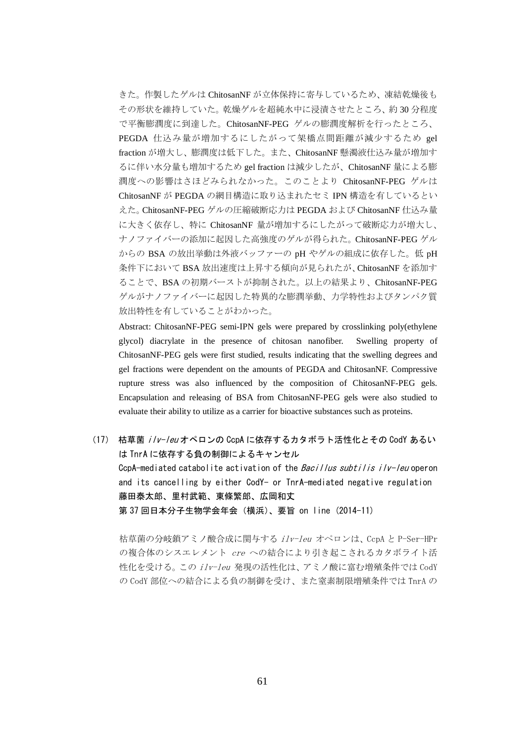きた。作製したゲルは ChitosanNF が立体保持に寄与しているため、凍結乾燥後もその形状を維持していた。乾燥ゲルを超純水中に浸漬させたところ、約 30 分程度で平衡膨潤度に到達した。ChitosanNF-PEG ゲルの膨潤度解析を行ったところ、PEGDA 仕込み量が増加するにしたがって架橋点間距離が減少するため gel fraction が増大し、膨潤度は低下した。また、ChitosanNF 懸濁液仕込み量が増加するに伴い水分量も増加するため gel fraction は減少したが、ChitosanNF 量による膨潤度への影響はさほどみられなかった。このことより ChitosanNF-PEG ゲルは ChitosanNF が PEGDA の網目構造に取り込まれたセミ IPN 構造を有しているといえた。ChitosanNF-PEG ゲルの圧縮破断応力は PEGDA および ChitosanNF 仕込み量に大きく依存し、特に ChitosanNF 量が増加するにしたがって破断応力が増大し、ナノファイバーの添加に起因した高強度のゲルが得られた。ChitosanNF-PEG ゲルからの BSA の放出挙動は外液バッファーの pH やゲルの組成に依存した。低 pH 条件下において BSA 放出速度は上昇する傾向が見られたが、ChitosanNF を添加することで、BSA の初期バーストが抑制された。以上の結果より、ChitosanNF-PEG ゲルがナノファイバーに起因した特異的な膨潤挙動、力学特性およびタンパク質放出特性を有していることがわかった。

Abstract: ChitosanNF-PEG semi-IPN gels were prepared by crosslinking poly(ethylene glycol) diacrylate in the presence of chitosan nanofiber. Swelling property of ChitosanNF-PEG gels were first studied, results indicating that the swelling degrees and gel fractions were dependent on the amounts of PEGDA and ChitosanNF. Compressive rupture stress was also influenced by the composition of ChitosanNF-PEG gels. Encapsulation and releasing of BSA from ChitosanNF-PEG gels were also studied to evaluate their ability to utilize as a carrier for bioactive substances such as proteins.

(17) **枯草菌 *ilv-leu* オペロンの CcpA に依存するカタボラト活性化とその CodY あるいは TnrA に依存する負の制御によるキャンセル**
CcpA-mediated catabolite activation of the *Bacillus subtilis ilv-leu* operon and its cancelling by either CodY- or TnrA-mediated negative regulation
**藤田泰太郎、里村武範、東條繁郎、広岡和丈**
**第 37 回日本分子生物学会年会（横浜）、要旨 on line (2014-11)**

枯草菌の分岐鎖アミノ酸合成に関与する *ilv-leu* オペロンは、CcpA と P-Ser-HPr の複合体のシスエレメント *cre* への結合により引き起こされるカタボライト活性化を受ける。この *ilv-leu* 発現の活性化は、アミノ酸に富む増殖条件では CodY の CodY 部位への結合による負の制御を受け、また窒素制限増殖条件では TnrA の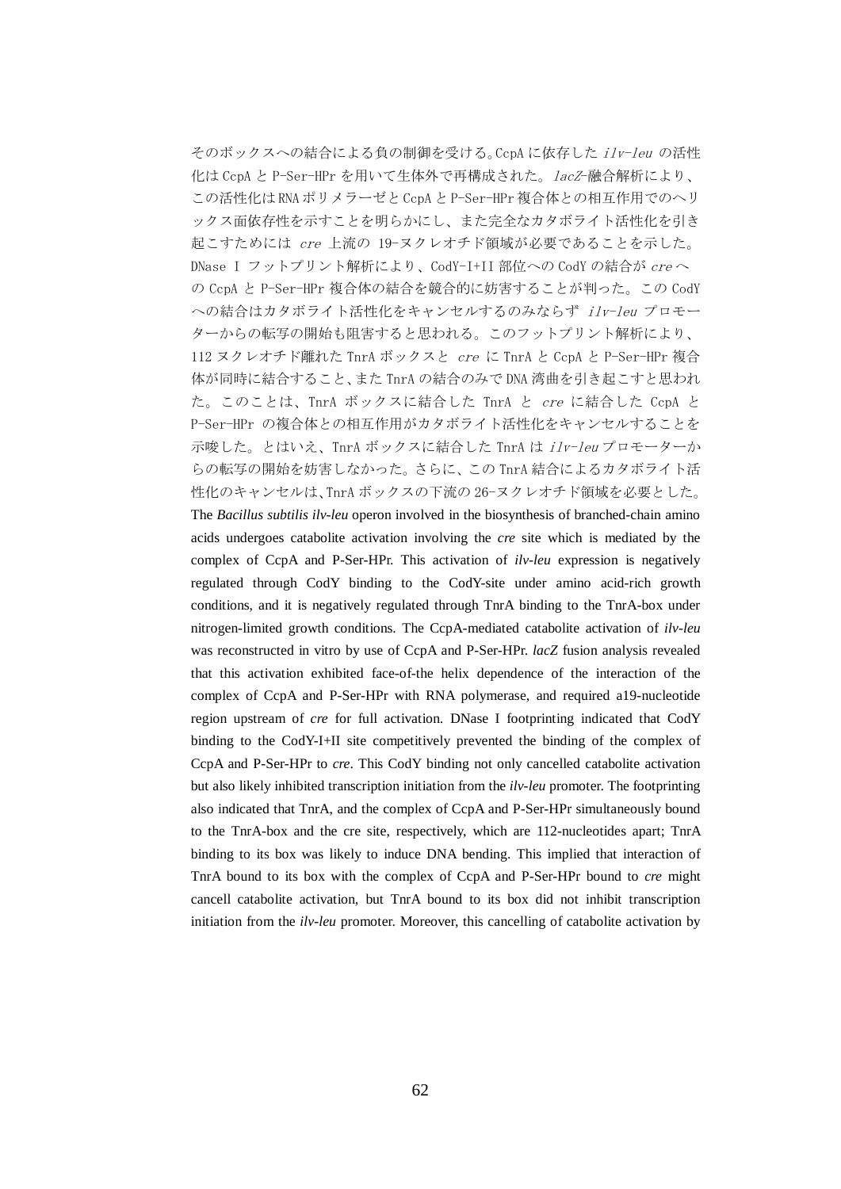そのボックスへの結合による負の制御を受ける。CcpA に依存した *ilv-leu* の活性化は CcpA と P-Ser-HPr を用いて生体外で再構成された。*lacZ*-融合解析により、この活性化は RNA ポリメラーゼと CcpA と P-Ser-HPr 複合体との相互作用でのヘリックス面依存性を示すことを明らかにし、また完全なカタボライト活性化を引き起こすためには *cre* 上流の 19-ヌクレオチド領域が必要であることを示した。DNase I フットプリント解析により、CodY-I+II 部位への CodY の結合が *cre* への CcpA と P-Ser-HPr 複合体の結合を競合的に妨害することが判った。この CodY への結合はカタボライト活性化をキャンセルするのみならず *ilv-leu* プロモーターからの転写の開始も阻害すると思われる。このフットプリント解析により、112 ヌクレオチド離れた TnrA ボックスと *cre* に TnrA と CcpA と P-Ser-HPr 複合体が同時に結合すること、また TnrA の結合のみで DNA 湾曲を引き起こすと思われた。このことは、TnrA ボックスに結合した TnrA と *cre* に結合した CcpA と P-Ser-HPr の複合体との相互作用がカタボライト活性化をキャンセルすることを示唆した。とはいえ、TnrA ボックスに結合した TnrA は *ilv-leu* プロモーターからの転写の開始を妨害しなかった。さらに、この TnrA 結合によるカタボライト活性化のキャンセルは、TnrA ボックスの下流の 26-ヌクレオチド領域を必要とした。

The *Bacillus subtilis ilv-leu* operon involved in the biosynthesis of branched-chain amino acids undergoes catabolite activation involving the *cre* site which is mediated by the complex of CcpA and P-Ser-HPr. This activation of *ilv-leu* expression is negatively regulated through CodY binding to the CodY-site under amino acid-rich growth conditions, and it is negatively regulated through TnrA binding to the TnrA-box under nitrogen-limited growth conditions. The CcpA-mediated catabolite activation of *ilv-leu* was reconstructed in vitro by use of CcpA and P-Ser-HPr. *lacZ* fusion analysis revealed that this activation exhibited face-of-the helix dependence of the interaction of the complex of CcpA and P-Ser-HPr with RNA polymerase, and required a19-nucleotide region upstream of *cre* for full activation. DNase I footprinting indicated that CodY binding to the CodY-I+II site competitively prevented the binding of the complex of CcpA and P-Ser-HPr to *cre*. This CodY binding not only cancelled catabolite activation but also likely inhibited transcription initiation from the *ilv-leu* promoter. The footprinting also indicated that TnrA, and the complex of CcpA and P-Ser-HPr simultaneously bound to the TnrA-box and the cre site, respectively, which are 112-nucleotides apart; TnrA binding to its box was likely to induce DNA bending. This implied that interaction of TnrA bound to its box with the complex of CcpA and P-Ser-HPr bound to *cre* might cancell catabolite activation, but TnrA bound to its box did not inhibit transcription initiation from the *ilv-leu* promoter. Moreover, this cancelling of catabolite activation by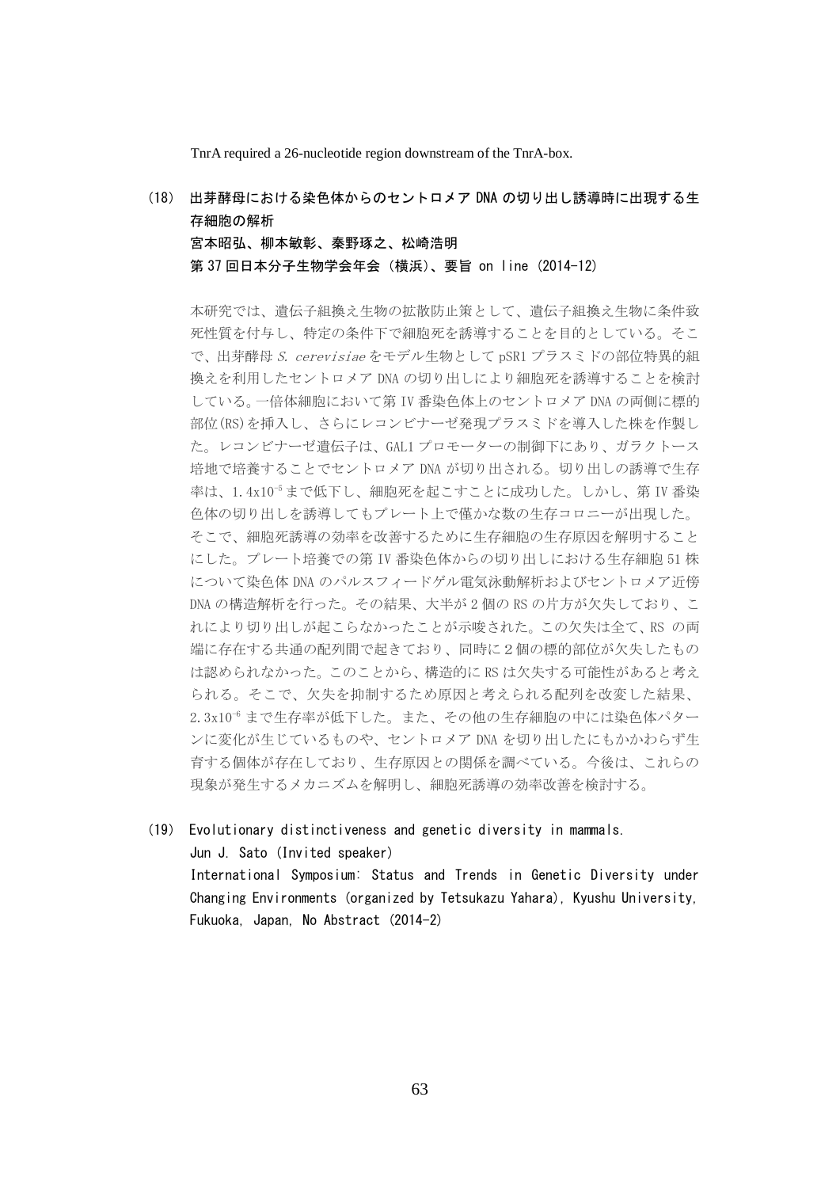TnrA required a 26-nucleotide region downstream of the TnrA-box.

**(18) 出芽酵母における染色体からのセントロメア DNA の切り出し誘導時に出現する生存細胞の解析**
**宮本昭弘、柳本敏彰、秦野琢之、松崎浩明**
**第 37 回日本分子生物学会年会（横浜）、要旨 on line (2014-12)**

本研究では、遺伝子組換え生物の拡散防止策として、遺伝子組換え生物に条件致死性質を付与し、特定の条件下で細胞死を誘導することを目的としている。そこで、出芽酵母 *S. cerevisiae* をモデル生物として pSR1 プラスミドの部位特異的組換えを利用したセントロメア DNA の切り出しにより細胞死を誘導することを検討している。一倍体細胞において第 IV 番染色体上のセントロメア DNA の両側に標的部位(RS)を挿入し、さらにレコンビナーゼ発現プラスミドを導入した株を作製した。レコンビナーゼ遺伝子は、GAL1 プロモーターの制御下にあり、ガラクトース培地で培養することでセントロメア DNA が切り出される。切り出しの誘導で生存率は、$1.4\mathrm{x}10^{-5}$ まで低下し、細胞死を起こすことに成功した。しかし、第 IV 番染色体の切り出しを誘導してもプレート上で僅かな数の生存コロニーが出現した。そこで、細胞死誘導の効率を改善するために生存細胞の生存原因を解明することにした。プレート培養での第 IV 番染色体からの切り出しにおける生存細胞 51 株について染色体 DNA のパルスフィードゲル電気泳動解析およびセントロメア近傍 DNA の構造解析を行った。その結果、大半が 2 個の RS の片方が欠失しており、これにより切り出しが起こらなかったことが示唆された。この欠失は全て、RS の両端に存在する共通の配列間で起きており、同時に 2 個の標的部位が欠失したものは認められなかった。このことから、構造的に RS は欠失する可能性があると考えられる。そこで、欠失を抑制するため原因と考えられる配列を改変した結果、$2.3\mathrm{x}10^{-6}$ まで生存率が低下した。また、その他の生存細胞の中には染色体パターンに変化が生じているものや、セントロメア DNA を切り出したにもかかわらず生育する個体が存在しており、生存原因との関係を調べている。今後は、これらの現象が発生するメカニズムを解明し、細胞死誘導の効率改善を検討する。

**(19) Evolutionary distinctiveness and genetic diversity in mammals.**
Jun J. Sato (Invited speaker)
International Symposium: Status and Trends in Genetic Diversity under Changing Environments (organized by Tetsukazu Yahara), Kyushu University, Fukuoka, Japan, No Abstract (2014-2)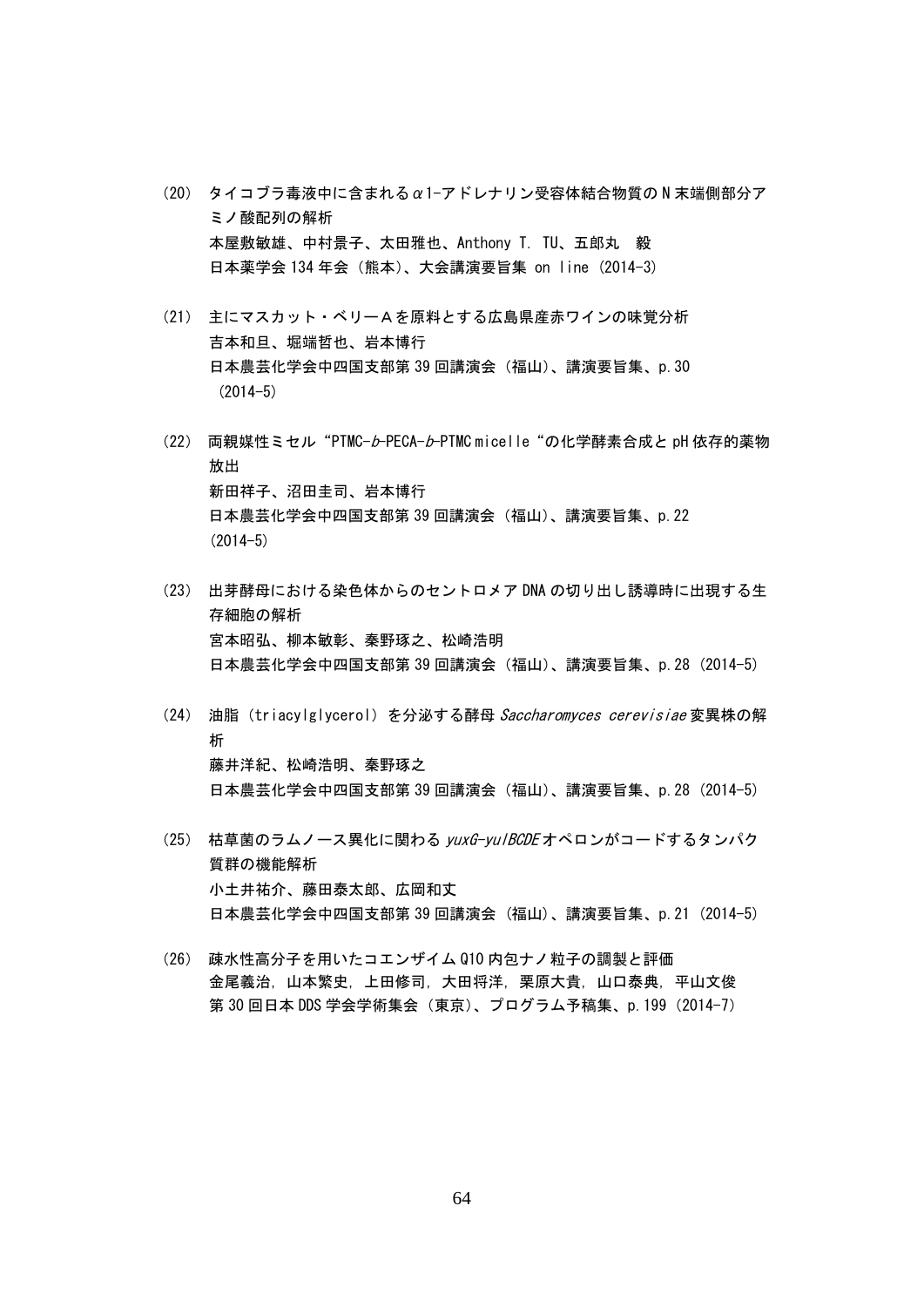(20)　タイコブラ毒液中に含まれる$\alpha$1-アドレナリン受容体結合物質のＮ末端側部分アミノ酸配列の解析
本屋敷敏雄、中村景子、太田雅也、Anthony T. TU、五郎丸　毅
日本薬学会 134 年会（熊本）、大会講演要旨集 on line (2014-3)

(21)　主にマスカット・ベリーＡを原料とする広島県産赤ワインの味覚分析
吉本和旦、堀端哲也、岩本博行
日本農芸化学会中四国支部第 39 回講演会（福山）、講演要旨集、p.30 (2014-5)

(22)　両親媒性ミセル“PTMC-*b*-PECA-*b*-PTMC micelle“の化学酵素合成と pH 依存的薬物放出
新田祥子、沼田圭司、岩本博行
日本農芸化学会中四国支部第 39 回講演会（福山）、講演要旨集、p.22 (2014-5)

(23)　出芽酵母における染色体からのセントロメア DNA の切り出し誘導時に出現する生存細胞の解析
宮本昭弘、柳本敏彰、秦野琢之、松崎浩明
日本農芸化学会中四国支部第 39 回講演会（福山）、講演要旨集、p.28 (2014-5)

(24)　油脂（triacylglycerol）を分泌する酵母 *Saccharomyces cerevisiae* 変異株の解析
藤井洋紀、松崎浩明、秦野琢之
日本農芸化学会中四国支部第 39 回講演会（福山）、講演要旨集、p.28 (2014-5)

(25)　枯草菌のラムノース異化に関わる *yuxG-yulBCDE* オペロンがコードするタンパク質群の機能解析
小土井祐介、藤田泰太郎、広岡和丈
日本農芸化学会中四国支部第 39 回講演会（福山）、講演要旨集、p.21 (2014-5)

(26)　疎水性高分子を用いたコエンザイム Q10 内包ナノ粒子の調製と評価
金尾義治，山本繁史，上田修司，大田将洋，栗原大貴，山口泰典，平山文俊
第 30 回日本 DDS 学会学術集会（東京）、プログラム予稿集、p.199 (2014-7)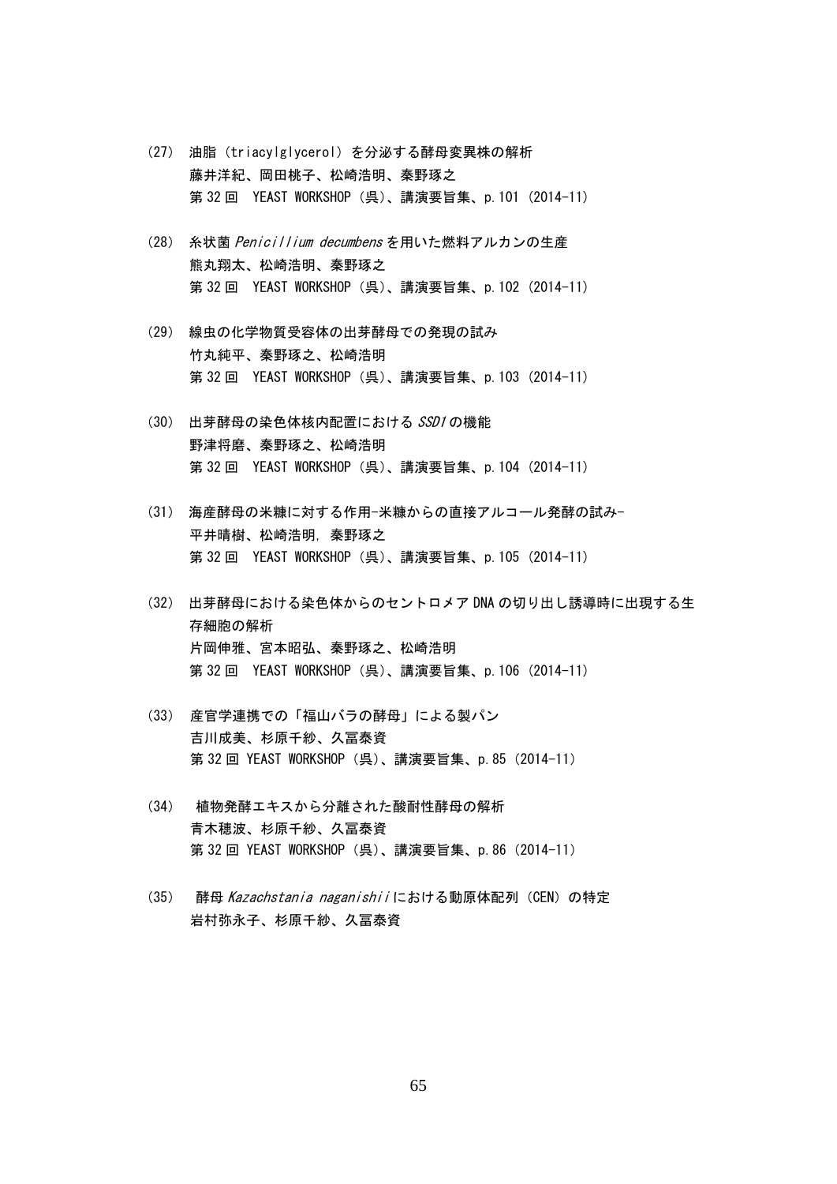(27) 油脂（triacylglycerol）を分泌する酵母変異株の解析
藤井洋紀、岡田桃子、松崎浩明、秦野琢之
第 32 回　YEAST WORKSHOP（呉）、講演要旨集、p.101（2014-11）

(28) 糸状菌 *Penicillium decumbens* を用いた燃料アルカンの生産
熊丸翔太、松崎浩明、秦野琢之
第 32 回　YEAST WORKSHOP（呉）、講演要旨集、p.102（2014-11）

(29) 線虫の化学物質受容体の出芽酵母での発現の試み
竹丸純平、秦野琢之、松崎浩明
第 32 回　YEAST WORKSHOP（呉）、講演要旨集、p.103（2014-11）

(30) 出芽酵母の染色体核内配置における *SSD1* の機能
野津将磨、秦野琢之、松崎浩明
第 32 回　YEAST WORKSHOP（呉）、講演要旨集、p.104（2014-11）

(31) 海産酵母の米糠に対する作用-米糠からの直接アルコール発酵の試み-
平井晴樹、松崎浩明，秦野琢之
第 32 回　YEAST WORKSHOP（呉）、講演要旨集、p.105（2014-11）

(32) 出芽酵母における染色体からのセントロメア DNA の切り出し誘導時に出現する生存細胞の解析
片岡伸雅、宮本昭弘、秦野琢之、松崎浩明
第 32 回　YEAST WORKSHOP（呉）、講演要旨集、p.106（2014-11）

(33) 産官学連携での「福山バラの酵母」による製パン
吉川成美、杉原千紗、久冨泰資
第 32 回 YEAST WORKSHOP（呉）、講演要旨集、p.85（2014-11）

(34) 植物発酵エキスから分離された酸耐性酵母の解析
青木穂波、杉原千紗、久冨泰資
第 32 回 YEAST WORKSHOP（呉）、講演要旨集、p.86（2014-11）

(35) 酵母 *Kazachstania naganishii* における動原体配列（CEN）の特定
岩村弥永子、杉原千紗、久冨泰資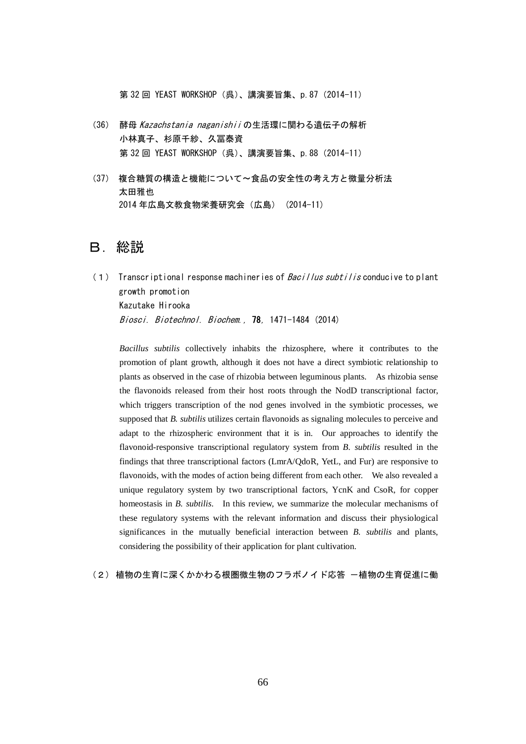第 32 回 YEAST WORKSHOP（呉）、講演要旨集、p.87（2014-11）

（36） 酵母 *Kazachstania naganishii* の生活環に関わる遺伝子の解析
小林真子、杉原千紗、久冨泰資
第 32 回 YEAST WORKSHOP（呉）、講演要旨集、p.88（2014-11）

（37） 複合糖質の構造と機能について～食品の安全性の考え方と微量分析法
太田雅也
2014 年広島文教食物栄養研究会（広島）（2014-11）

## Ｂ．総説

（１） Transcriptional response machineries of *Bacillus subtilis* conducive to plant growth promotion
Kazutake Hirooka
*Biosci. Biotechnol. Biochem.*, **78**, 1471-1484 (2014)

*Bacillus subtilis* collectively inhabits the rhizosphere, where it contributes to the promotion of plant growth, although it does not have a direct symbiotic relationship to plants as observed in the case of rhizobia between leguminous plants. As rhizobia sense the flavonoids released from their host roots through the NodD transcriptional factor, which triggers transcription of the nod genes involved in the symbiotic processes, we supposed that *B. subtilis* utilizes certain flavonoids as signaling molecules to perceive and adapt to the rhizospheric environment that it is in. Our approaches to identify the flavonoid-responsive transcriptional regulatory system from *B. subtilis* resulted in the findings that three transcriptional factors (LmrA/QdoR, YetL, and Fur) are responsive to flavonoids, with the modes of action being different from each other. We also revealed a unique regulatory system by two transcriptional factors, YcnK and CsoR, for copper homeostasis in *B. subtilis*. In this review, we summarize the molecular mechanisms of these regulatory systems with the relevant information and discuss their physiological significances in the mutually beneficial interaction between *B. subtilis* and plants, considering the possibility of their application for plant cultivation.

（２） 植物の生育に深くかかわる根圏微生物のフラボノイド応答 －植物の生育促進に働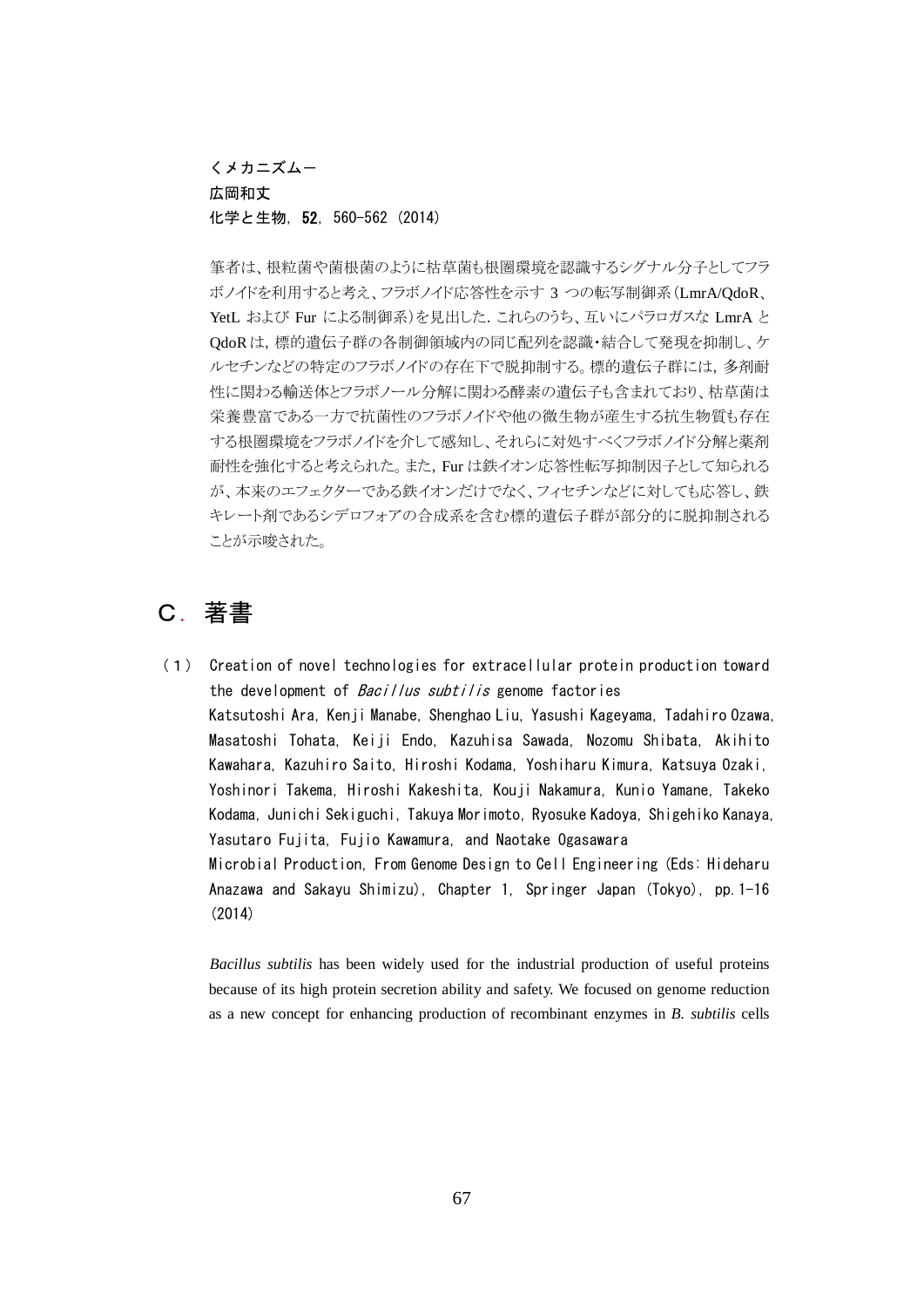**くメカニズムー**
**広岡和丈**
**化学と生物, 52, 560-562 (2014)**

筆者は、根粒菌や菌根菌のように枯草菌も根圏環境を認識するシグナル分子としてフラボノイドを利用すると考え、フラボノイド応答性を示す 3 つの転写制御系（LmrA/QdoR、YetL および Fur による制御系）を見出した. これらのうち、互いにパラロガスな LmrA と QdoR は，標的遺伝子群の各制御領域内の同じ配列を認識・結合して発現を抑制し、ケルセチンなどの特定のフラボノイドの存在下で脱抑制する。標的遺伝子群には，多剤耐性に関わる輸送体とフラボノール分解に関わる酵素の遺伝子も含まれており、枯草菌は栄養豊富である一方で抗菌性のフラボノイドや他の微生物が産生する抗生物質も存在する根圏環境をフラボノイドを介して感知し、それらに対処すべくフラボノイド分解と薬剤耐性を強化すると考えられた。また，Fur は鉄イオン応答性転写抑制因子として知られるが、本来のエフェクターである鉄イオンだけでなく、フィセチンなどに対しても応答し、鉄キレート剤であるシデロフォアの合成系を含む標的遺伝子群が部分的に脱抑制されることが示唆された。

## C. 著書

（１） Creation of novel technologies for extracellular protein production toward the development of *Bacillus subtilis* genome factories
Katsutoshi Ara, Kenji Manabe, Shenghao Liu, Yasushi Kageyama, Tadahiro Ozawa, Masatoshi Tohata, Keiji Endo, Kazuhisa Sawada, Nozomu Shibata, Akihito Kawahara, Kazuhiro Saito, Hiroshi Kodama, Yoshiharu Kimura, Katsuya Ozaki, Yoshinori Takema, Hiroshi Kakeshita, Kouji Nakamura, Kunio Yamane, Takeko Kodama, Junichi Sekiguchi, Takuya Morimoto, Ryosuke Kadoya, Shigehiko Kanaya, Yasutaro Fujita, Fujio Kawamura, and Naotake Ogasawara
Microbial Production, From Genome Design to Cell Engineering (Eds: Hideharu Anazawa and Sakayu Shimizu), Chapter 1, Springer Japan (Tokyo), pp.1-16 (2014)

*Bacillus subtilis* has been widely used for the industrial production of useful proteins because of its high protein secretion ability and safety. We focused on genome reduction as a new concept for enhancing production of recombinant enzymes in *B. subtilis* cells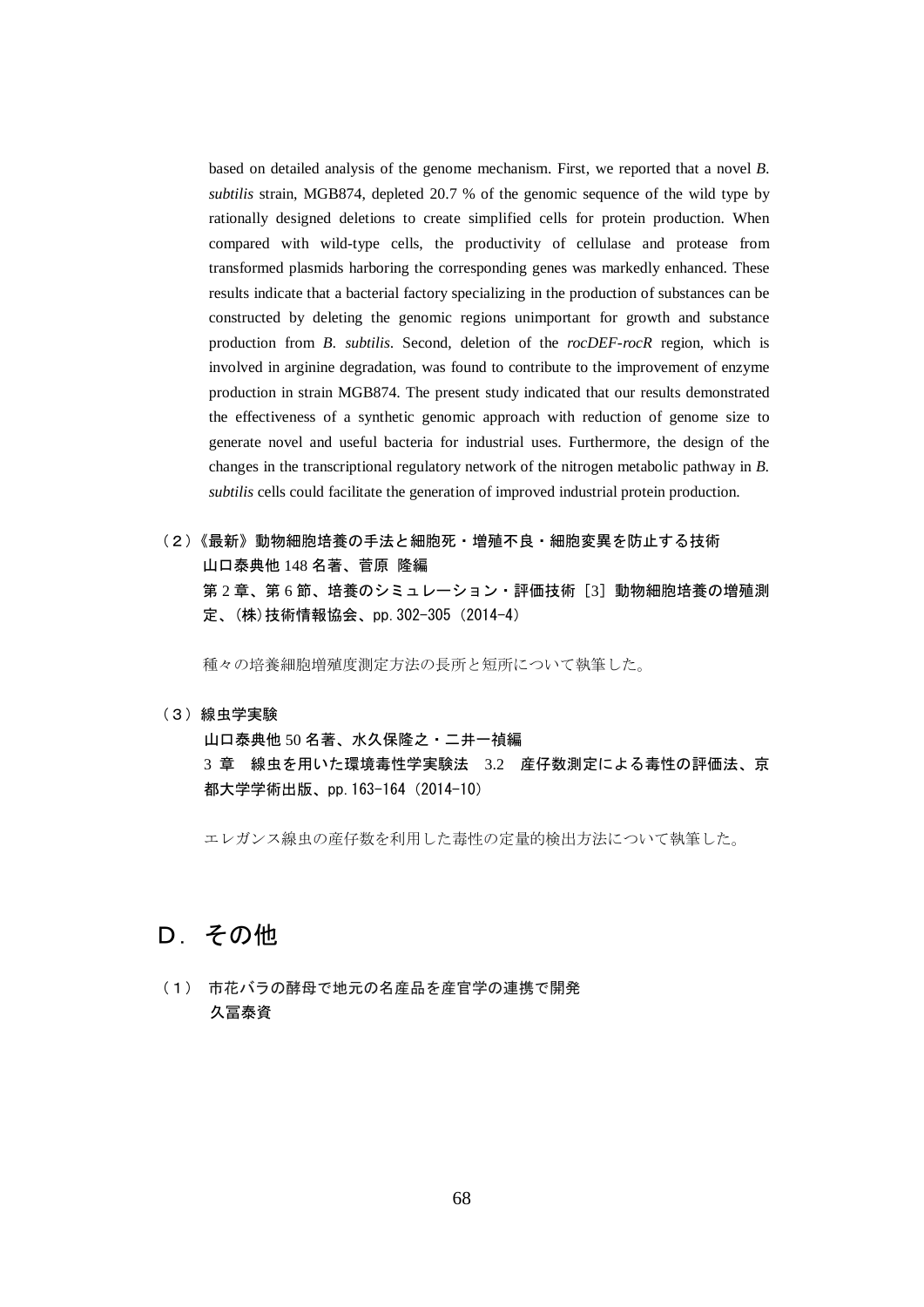based on detailed analysis of the genome mechanism. First, we reported that a novel *B. subtilis* strain, MGB874, depleted 20.7 % of the genomic sequence of the wild type by rationally designed deletions to create simplified cells for protein production. When compared with wild-type cells, the productivity of cellulase and protease from transformed plasmids harboring the corresponding genes was markedly enhanced. These results indicate that a bacterial factory specializing in the production of substances can be constructed by deleting the genomic regions unimportant for growth and substance production from *B. subtilis*. Second, deletion of the *rocDEF-rocR* region, which is involved in arginine degradation, was found to contribute to the improvement of enzyme production in strain MGB874. The present study indicated that our results demonstrated the effectiveness of a synthetic genomic approach with reduction of genome size to generate novel and useful bacteria for industrial uses. Furthermore, the design of the changes in the transcriptional regulatory network of the nitrogen metabolic pathway in *B. subtilis* cells could facilitate the generation of improved industrial protein production.

**（２）《最新》動物細胞培養の手法と細胞死・増殖不良・細胞変異を防止する技術**
**山口泰典他 148 名著、菅原 隆編**
**第 2 章、第 6 節、培養のシミュレーション・評価技術［3］動物細胞培養の増殖測定、(株)技術情報協会、pp.302-305（2014-4）**

種々の培養細胞増殖度測定方法の長所と短所について執筆した。

**（３）線虫学実験**
**山口泰典他 50 名著、水久保隆之・二井一禎編**
**3 章　線虫を用いた環境毒性学実験法　3.2　産仔数測定による毒性の評価法、京都大学学術出版、pp.163-164（2014-10）**

エレガンス線虫の産仔数を利用した毒性の定量的検出方法について執筆した。

## Ｄ．その他

**（１）　市花バラの酵母で地元の名産品を産官学の連携で開発**
**久冨泰資**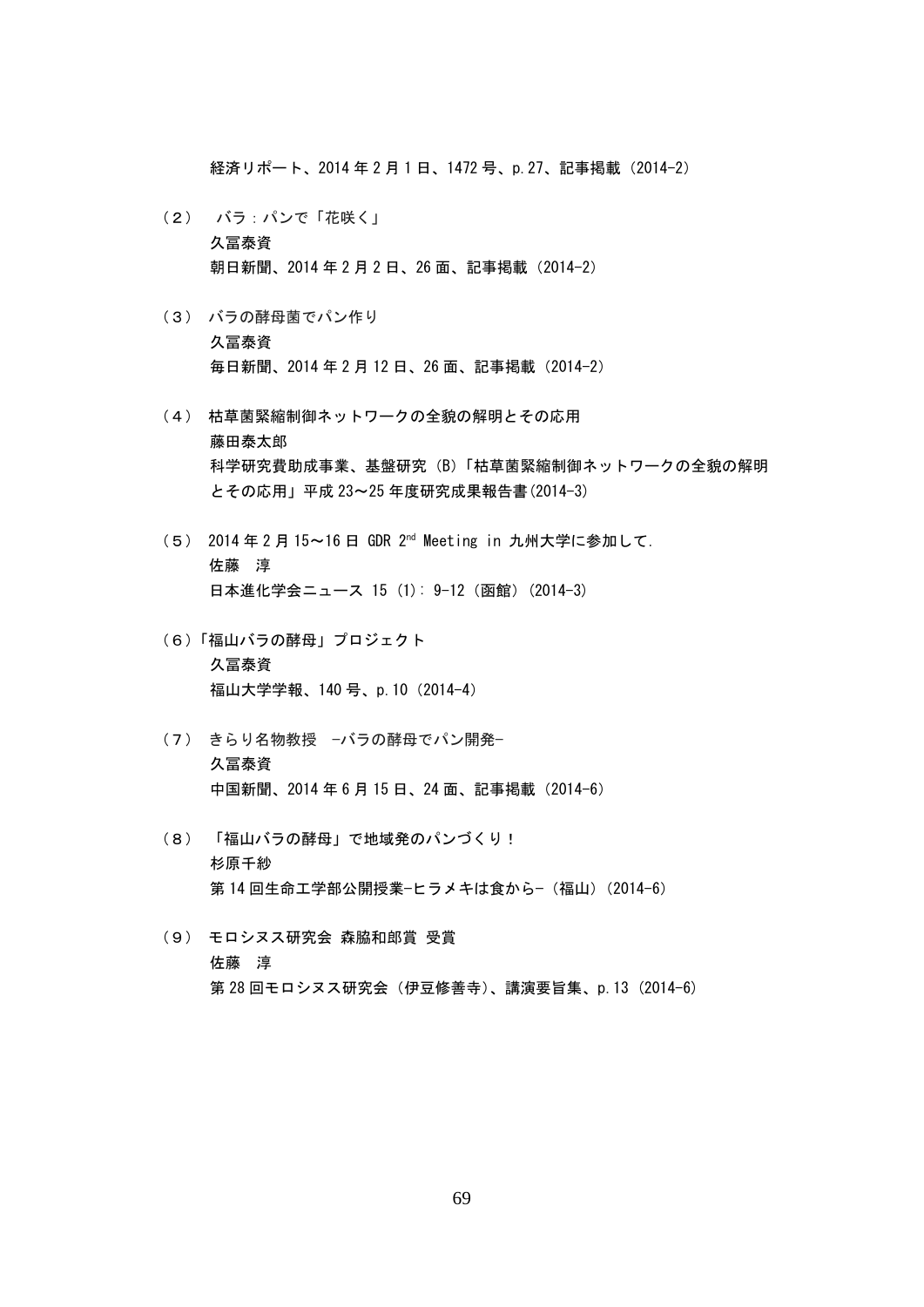経済リポート、2014 年 2 月 1 日、1472 号、p.27、記事掲載（2014-2）

（２） バラ：パンで「花咲く」
久冨泰資
朝日新聞、2014 年 2 月 2 日、26 面、記事掲載（2014-2）

（３） バラの酵母菌でパン作り
久冨泰資
毎日新聞、2014 年 2 月 12 日、26 面、記事掲載（2014-2）

（４） 枯草菌緊縮制御ネットワークの全貌の解明とその応用
藤田泰太郎
科学研究費助成事業、基盤研究（B）「枯草菌緊縮制御ネットワークの全貌の解明とその応用」平成 23～25 年度研究成果報告書(2014-3)

（５） 2014 年 2 月 15～16 日 GDR 2nd Meeting in 九州大学に参加して.
佐藤　淳
日本進化学会ニュース 15 (1): 9-12（函館）(2014-3)

（６）「福山バラの酵母」プロジェクト
久冨泰資
福山大学学報、140 号、p.10（2014-4）

（７） きらり名物教授　-バラの酵母でパン開発-
久冨泰資
中国新聞、2014 年 6 月 15 日、24 面、記事掲載（2014-6）

（８） 「福山バラの酵母」で地域発のパンづくり！
杉原千紗
第 14 回生命工学部公開授業-ヒラメキは食から-（福山）(2014-6)

（９） モロシヌス研究会 森脇和郎賞 受賞
佐藤　淳
第 28 回モロシヌス研究会（伊豆修善寺）、講演要旨集、p.13（2014-6）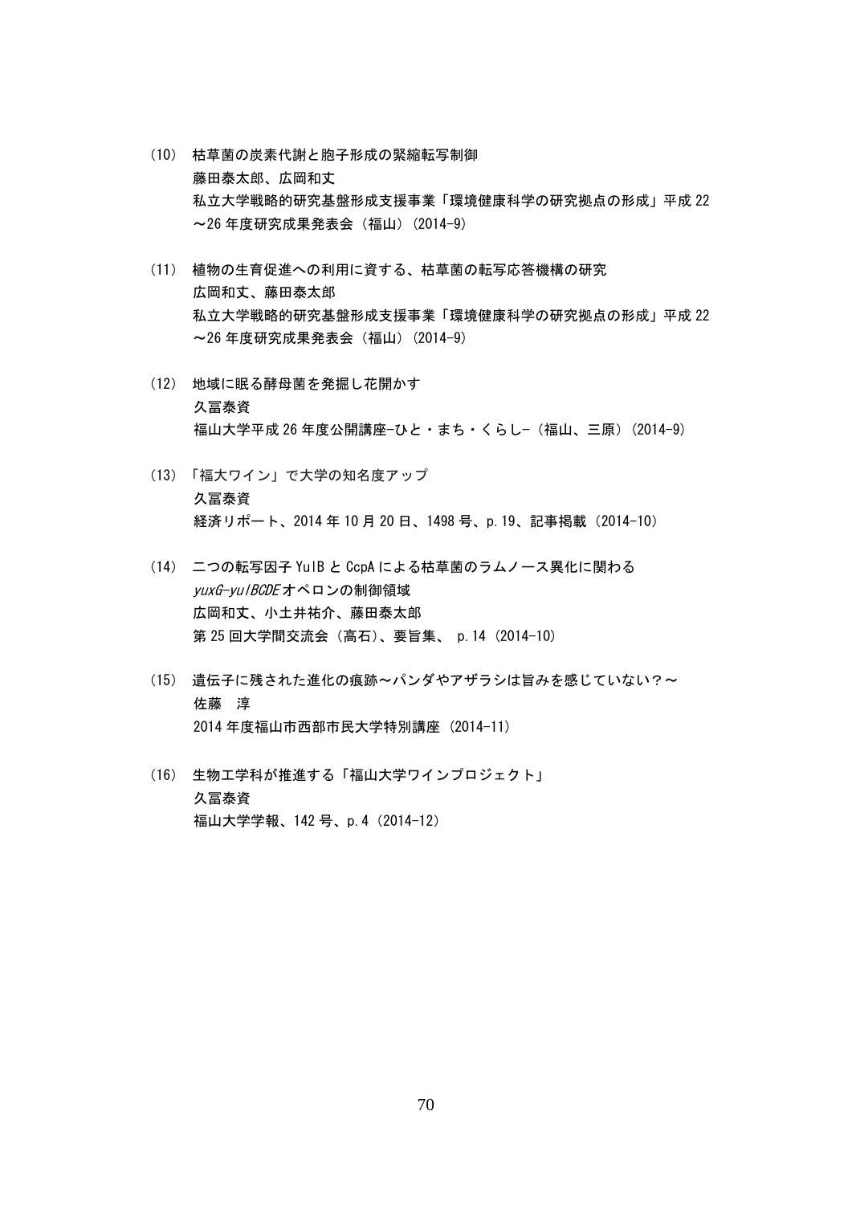(10) 枯草菌の炭素代謝と胞子形成の緊縮転写制御
藤田泰太郎、広岡和丈
私立大学戦略的研究基盤形成支援事業「環境健康科学の研究拠点の形成」平成 22 ～26 年度研究成果発表会（福山）(2014-9)

(11) 植物の生育促進への利用に資する、枯草菌の転写応答機構の研究
広岡和丈、藤田泰太郎
私立大学戦略的研究基盤形成支援事業「環境健康科学の研究拠点の形成」平成 22 ～26 年度研究成果発表会（福山）(2014-9)

(12) 地域に眠る酵母菌を発掘し花開かす
久冨泰資
福山大学平成 26 年度公開講座-ひと・まち・くらし-（福山、三原）(2014-9)

(13) 「福大ワイン」で大学の知名度アップ
久冨泰資
経済リポート、2014 年 10 月 20 日、1498 号、p.19、記事掲載 (2014-10)

(14) 二つの転写因子 YulB と CcpA による枯草菌のラムノース異化に関わる *yuxG-yulBCDE* オペロンの制御領域
広岡和丈、小土井祐介、藤田泰太郎
第 25 回大学間交流会（高石）、要旨集、 p.14 (2014-10)

(15) 遺伝子に残された進化の痕跡～パンダやアザラシは旨みを感じていない？～
佐藤　淳
2014 年度福山市西部市民大学特別講座 (2014-11)

(16) 生物工学科が推進する「福山大学ワインプロジェクト」
久冨泰資
福山大学学報、142 号、p.4 (2014-12)